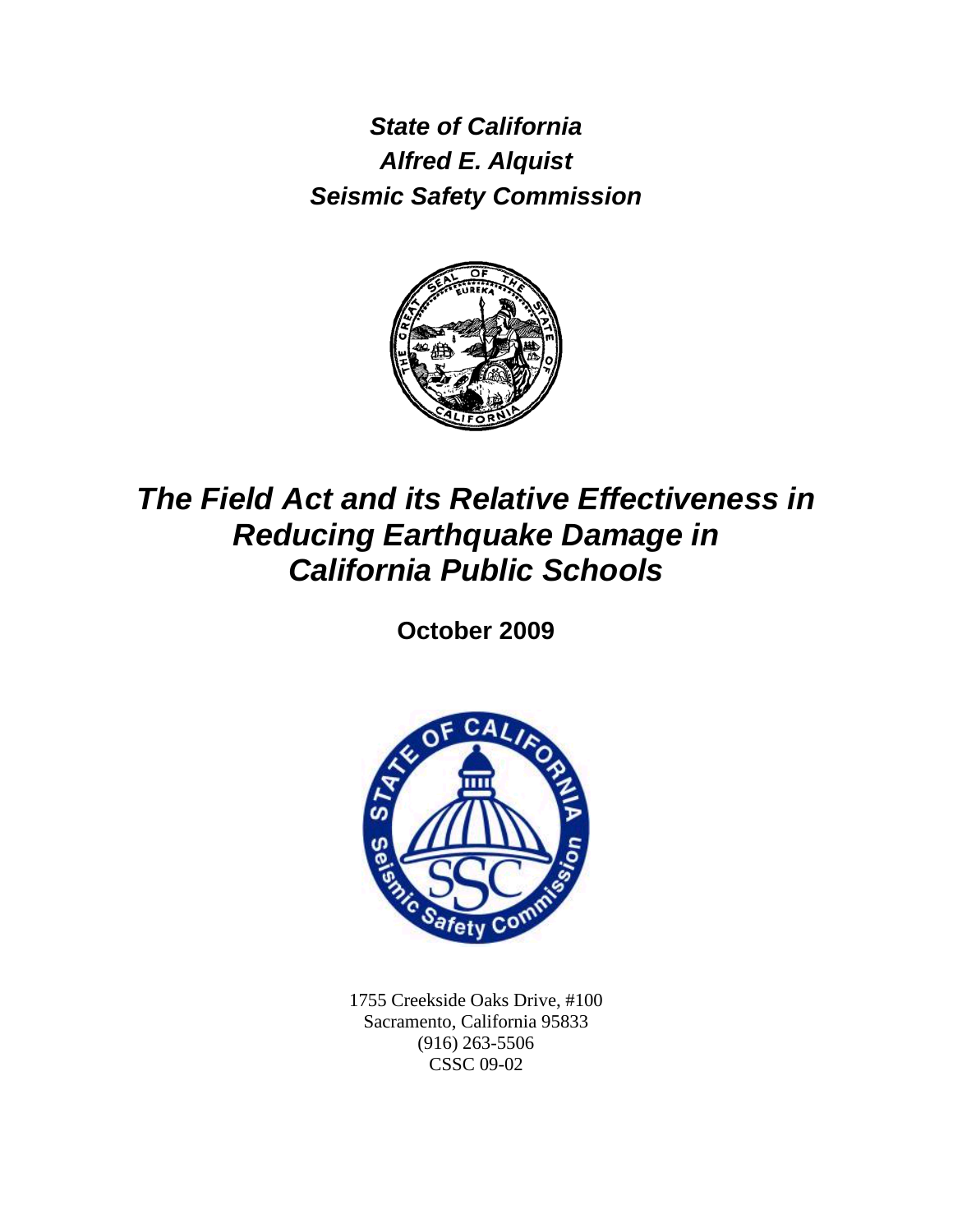***State of California***
***Alfred E. Alquist***
***Seismic Safety Commission***

# *The Field Act and its Relative Effectiveness in Reducing Earthquake Damage in California Public Schools*

**October 2009**

1755 Creekside Oaks Drive, #100
Sacramento, California 95833
(916) 263-5506
CSSC 09-02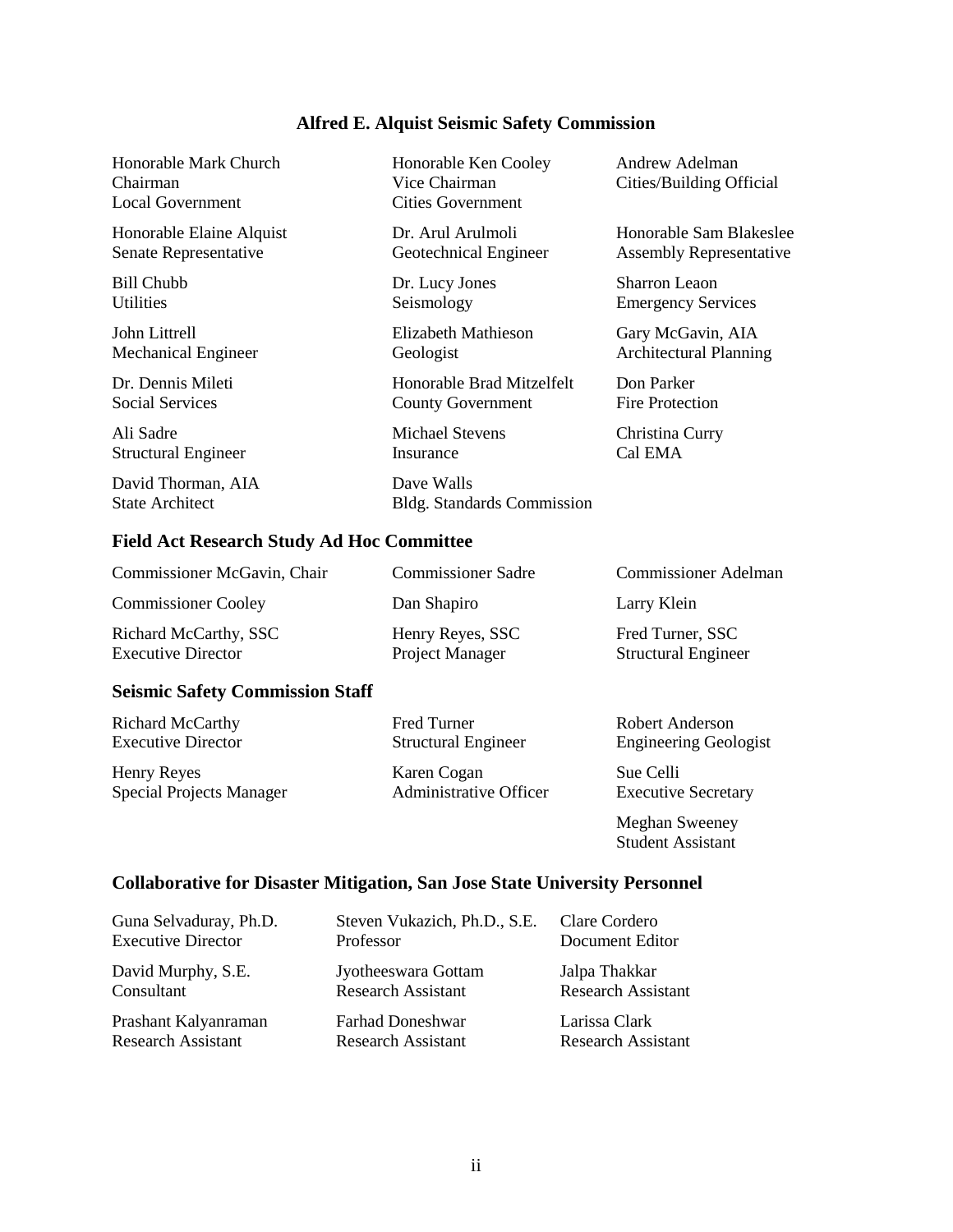## Alfred E. Alquist Seismic Safety Commission

Honorable Mark Church
Chairman
Local Government

Honorable Ken Cooley
Vice Chairman
Cities Government

Andrew Adelman
Cities/Building Official

Honorable Elaine Alquist
Senate Representative

Dr. Arul Arulmoli
Geotechnical Engineer

Honorable Sam Blakeslee
Assembly Representative

Bill Chubb
Utilities

Dr. Lucy Jones
Seismology

Sharron Leaon
Emergency Services

John Littrell
Mechanical Engineer

Elizabeth Mathieson
Geologist

Gary McGavin, AIA
Architectural Planning

Dr. Dennis Mileti
Social Services

Honorable Brad Mitzelfelt
County Government

Don Parker
Fire Protection

Ali Sadre
Structural Engineer

Michael Stevens
Insurance

Christina Curry
Cal EMA

David Thorman, AIA
State Architect

Dave Walls
Bldg. Standards Commission

### Field Act Research Study Ad Hoc Committee

Commissioner McGavin, Chair

Commissioner Sadre

Commissioner Adelman

Commissioner Cooley

Dan Shapiro

Larry Klein

Richard McCarthy, SSC
Executive Director

Henry Reyes, SSC
Project Manager

Fred Turner, SSC
Structural Engineer

### Seismic Safety Commission Staff

Richard McCarthy
Executive Director

Fred Turner
Structural Engineer

Robert Anderson
Engineering Geologist

Henry Reyes
Special Projects Manager

Karen Cogan
Administrative Officer

Sue Celli
Executive Secretary

Meghan Sweeney
Student Assistant

### Collaborative for Disaster Mitigation, San Jose State University Personnel

Guna Selvaduray, Ph.D.
Executive Director

Steven Vukazich, Ph.D., S.E.
Professor

Clare Cordero
Document Editor

David Murphy, S.E.
Consultant

Jyotheeswara Gottam
Research Assistant

Jalpa Thakkar
Research Assistant

Prashant Kalyanraman
Research Assistant

Farhad Doneshwar
Research Assistant

Larissa Clark
Research Assistant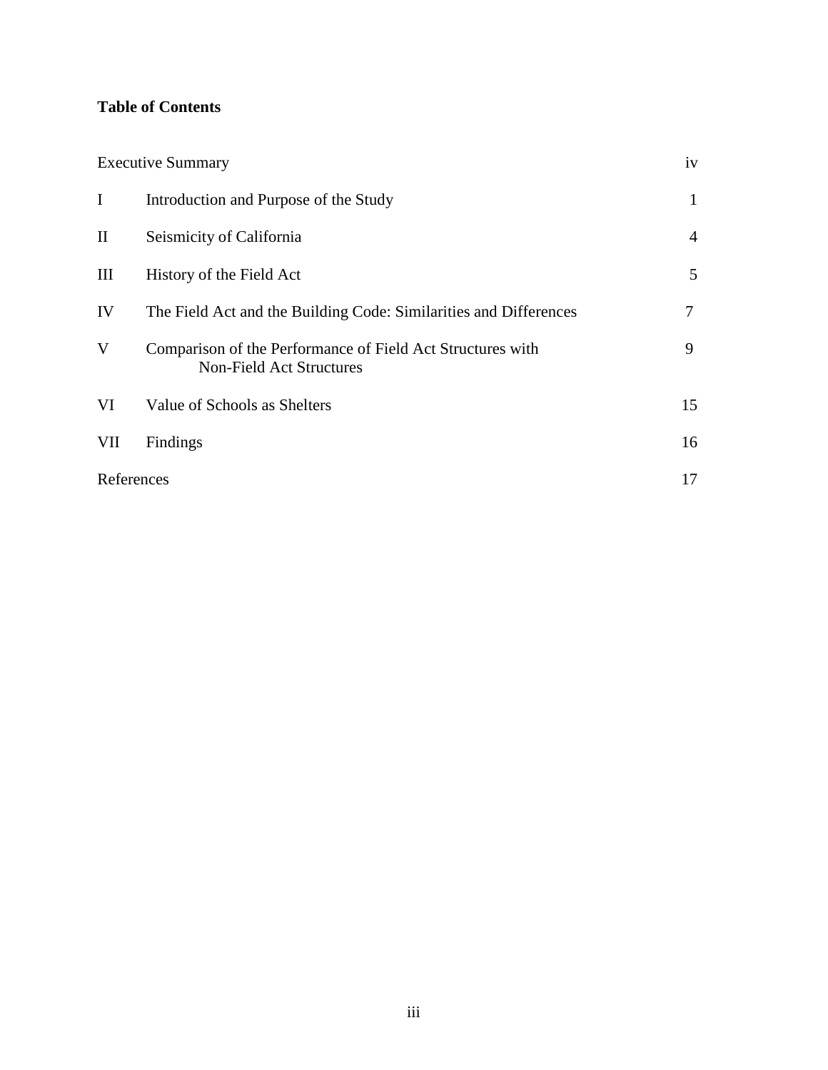**Table of Contents**

| | | |
|---|---|---|
| Executive Summary | | iv |
| I | Introduction and Purpose of the Study | 1 |
| II | Seismicity of California | 4 |
| III | History of the Field Act | 5 |
| IV | The Field Act and the Building Code: Similarities and Differences | 7 |
| V | Comparison of the Performance of Field Act Structures with Non-Field Act Structures | 9 |
| VI | Value of Schools as Shelters | 15 |
| VII | Findings | 16 |
| References | | 17 |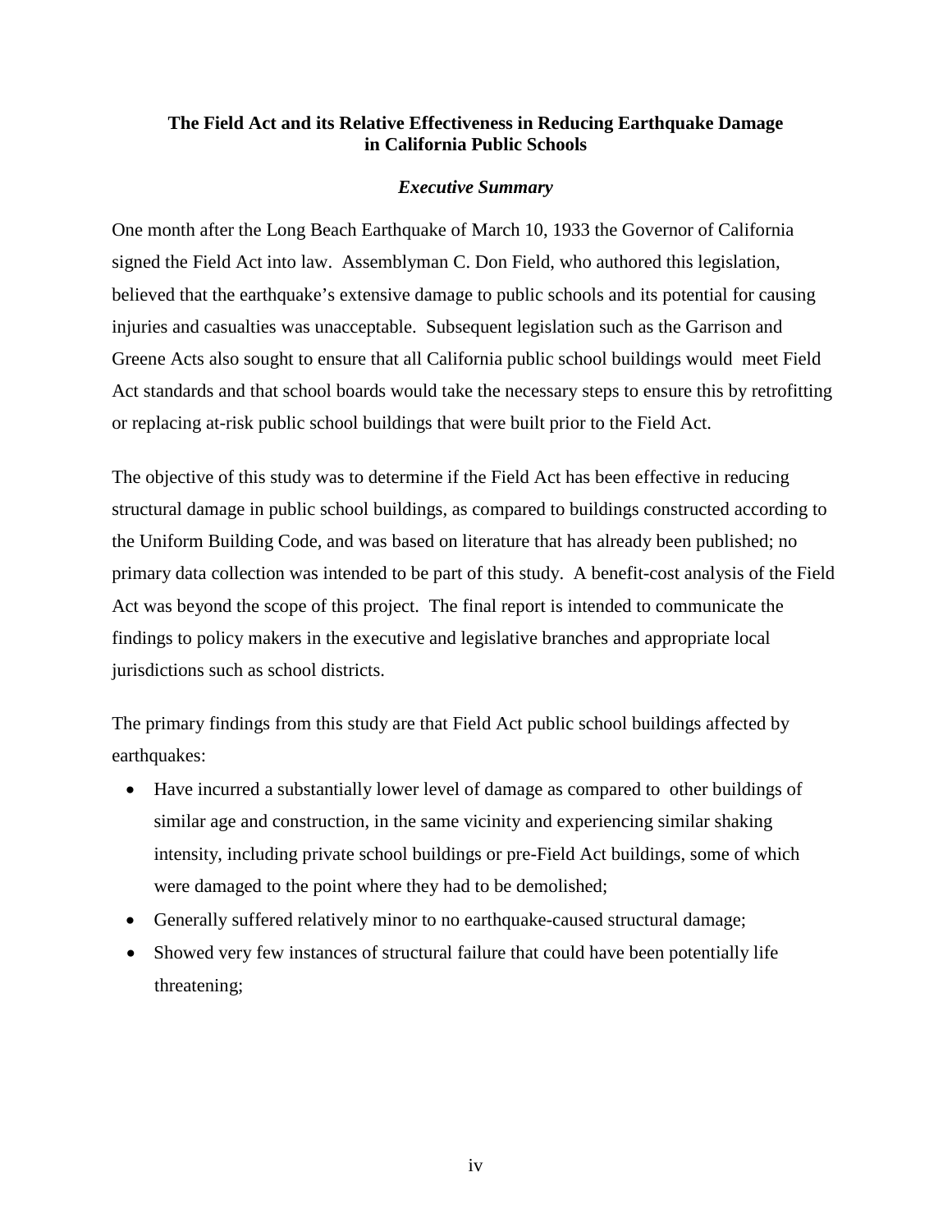## The Field Act and its Relative Effectiveness in Reducing Earthquake Damage in California Public Schools

### *Executive Summary*

One month after the Long Beach Earthquake of March 10, 1933 the Governor of California signed the Field Act into law. Assemblyman C. Don Field, who authored this legislation, believed that the earthquake's extensive damage to public schools and its potential for causing injuries and casualties was unacceptable. Subsequent legislation such as the Garrison and Greene Acts also sought to ensure that all California public school buildings would meet Field Act standards and that school boards would take the necessary steps to ensure this by retrofitting or replacing at-risk public school buildings that were built prior to the Field Act.

The objective of this study was to determine if the Field Act has been effective in reducing structural damage in public school buildings, as compared to buildings constructed according to the Uniform Building Code, and was based on literature that has already been published; no primary data collection was intended to be part of this study. A benefit-cost analysis of the Field Act was beyond the scope of this project. The final report is intended to communicate the findings to policy makers in the executive and legislative branches and appropriate local jurisdictions such as school districts.

The primary findings from this study are that Field Act public school buildings affected by earthquakes:

- Have incurred a substantially lower level of damage as compared to other buildings of similar age and construction, in the same vicinity and experiencing similar shaking intensity, including private school buildings or pre-Field Act buildings, some of which were damaged to the point where they had to be demolished;
- Generally suffered relatively minor to no earthquake-caused structural damage;
- Showed very few instances of structural failure that could have been potentially life threatening;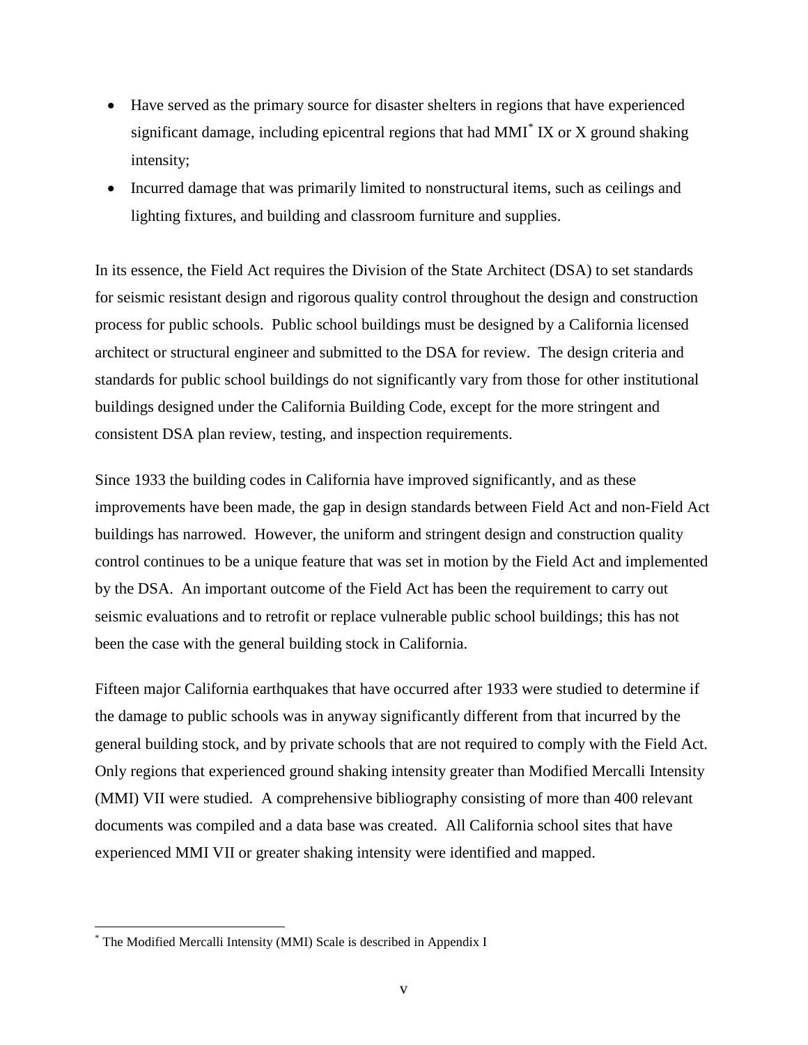- Have served as the primary source for disaster shelters in regions that have experienced significant damage, including epicentral regions that had MMI[*] IX or X ground shaking intensity;
- Incurred damage that was primarily limited to nonstructural items, such as ceilings and lighting fixtures, and building and classroom furniture and supplies.

In its essence, the Field Act requires the Division of the State Architect (DSA) to set standards for seismic resistant design and rigorous quality control throughout the design and construction process for public schools. Public school buildings must be designed by a California licensed architect or structural engineer and submitted to the DSA for review. The design criteria and standards for public school buildings do not significantly vary from those for other institutional buildings designed under the California Building Code, except for the more stringent and consistent DSA plan review, testing, and inspection requirements.

Since 1933 the building codes in California have improved significantly, and as these improvements have been made, the gap in design standards between Field Act and non-Field Act buildings has narrowed. However, the uniform and stringent design and construction quality control continues to be a unique feature that was set in motion by the Field Act and implemented by the DSA. An important outcome of the Field Act has been the requirement to carry out seismic evaluations and to retrofit or replace vulnerable public school buildings; this has not been the case with the general building stock in California.

Fifteen major California earthquakes that have occurred after 1933 were studied to determine if the damage to public schools was in anyway significantly different from that incurred by the general building stock, and by private schools that are not required to comply with the Field Act. Only regions that experienced ground shaking intensity greater than Modified Mercalli Intensity (MMI) VII were studied. A comprehensive bibliography consisting of more than 400 relevant documents was compiled and a data base was created. All California school sites that have experienced MMI VII or greater shaking intensity were identified and mapped.

---

[*] The Modified Mercalli Intensity (MMI) Scale is described in Appendix I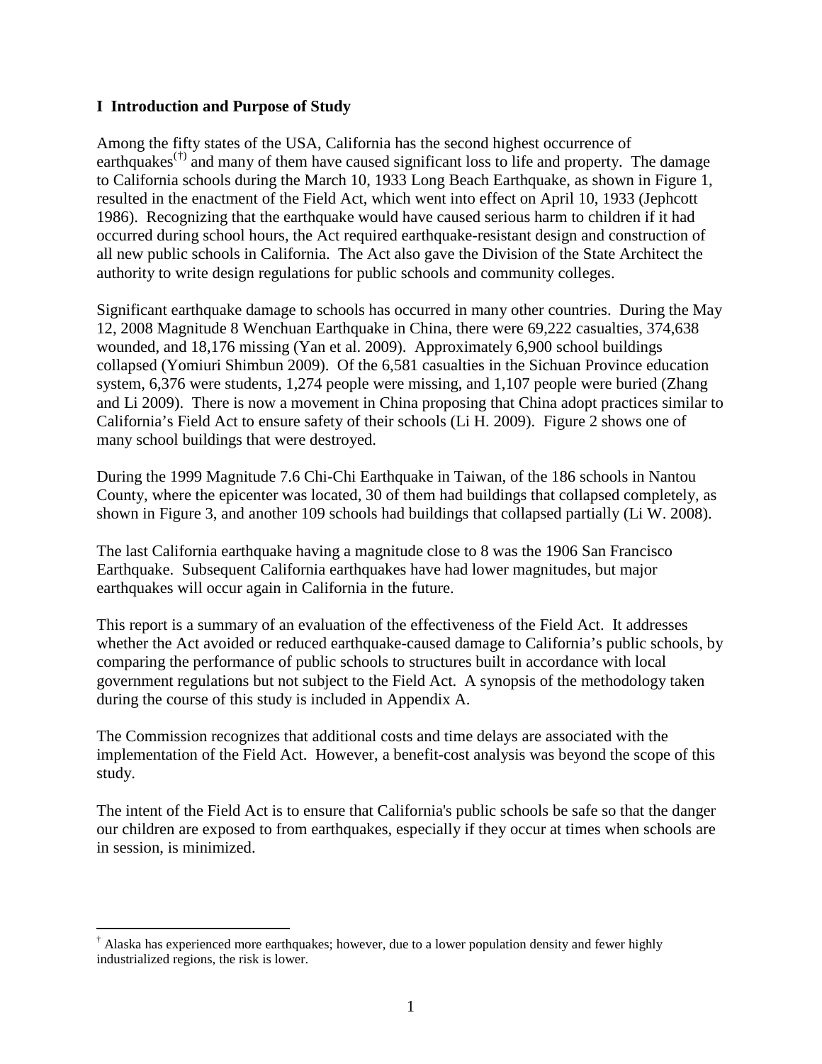## I Introduction and Purpose of Study

Among the fifty states of the USA, California has the second highest occurrence of earthquakes[†] and many of them have caused significant loss to life and property. The damage to California schools during the March 10, 1933 Long Beach Earthquake, as shown in Figure 1, resulted in the enactment of the Field Act, which went into effect on April 10, 1933 (Jephcott 1986). Recognizing that the earthquake would have caused serious harm to children if it had occurred during school hours, the Act required earthquake-resistant design and construction of all new public schools in California. The Act also gave the Division of the State Architect the authority to write design regulations for public schools and community colleges.

Significant earthquake damage to schools has occurred in many other countries. During the May 12, 2008 Magnitude 8 Wenchuan Earthquake in China, there were 69,222 casualties, 374,638 wounded, and 18,176 missing (Yan et al. 2009). Approximately 6,900 school buildings collapsed (Yomiuri Shimbun 2009). Of the 6,581 casualties in the Sichuan Province education system, 6,376 were students, 1,274 people were missing, and 1,107 people were buried (Zhang and Li 2009). There is now a movement in China proposing that China adopt practices similar to California's Field Act to ensure safety of their schools (Li H. 2009). Figure 2 shows one of many school buildings that were destroyed.

During the 1999 Magnitude 7.6 Chi-Chi Earthquake in Taiwan, of the 186 schools in Nantou County, where the epicenter was located, 30 of them had buildings that collapsed completely, as shown in Figure 3, and another 109 schools had buildings that collapsed partially (Li W. 2008).

The last California earthquake having a magnitude close to 8 was the 1906 San Francisco Earthquake. Subsequent California earthquakes have had lower magnitudes, but major earthquakes will occur again in California in the future.

This report is a summary of an evaluation of the effectiveness of the Field Act. It addresses whether the Act avoided or reduced earthquake-caused damage to California's public schools, by comparing the performance of public schools to structures built in accordance with local government regulations but not subject to the Field Act. A synopsis of the methodology taken during the course of this study is included in Appendix A.

The Commission recognizes that additional costs and time delays are associated with the implementation of the Field Act. However, a benefit-cost analysis was beyond the scope of this study.

The intent of the Field Act is to ensure that California's public schools be safe so that the danger our children are exposed to from earthquakes, especially if they occur at times when schools are in session, is minimized.

---

[†] Alaska has experienced more earthquakes; however, due to a lower population density and fewer highly industrialized regions, the risk is lower.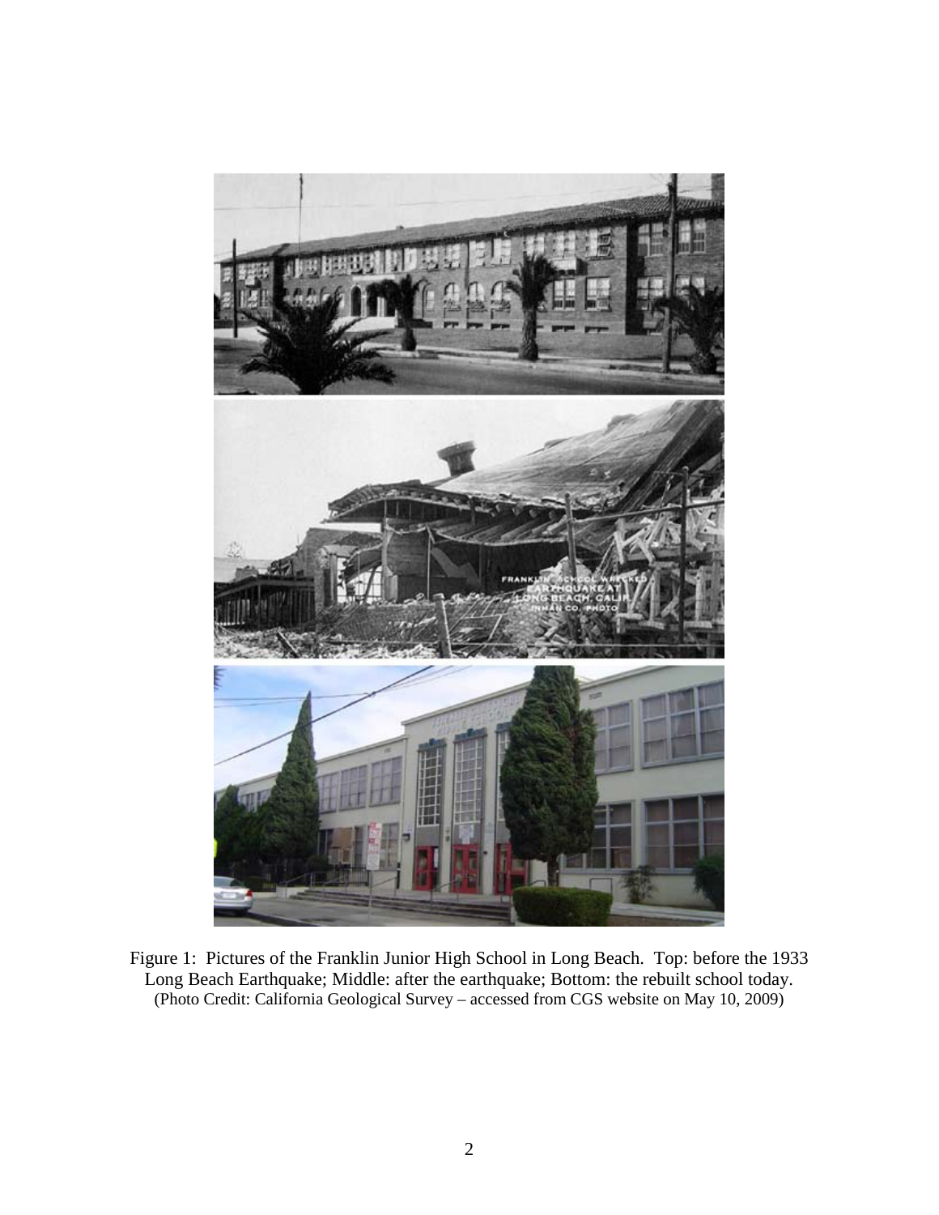Figure 1: Pictures of the Franklin Junior High School in Long Beach. Top: before the 1933 Long Beach Earthquake; Middle: after the earthquake; Bottom: the rebuilt school today.
(Photo Credit: California Geological Survey – accessed from CGS website on May 10, 2009)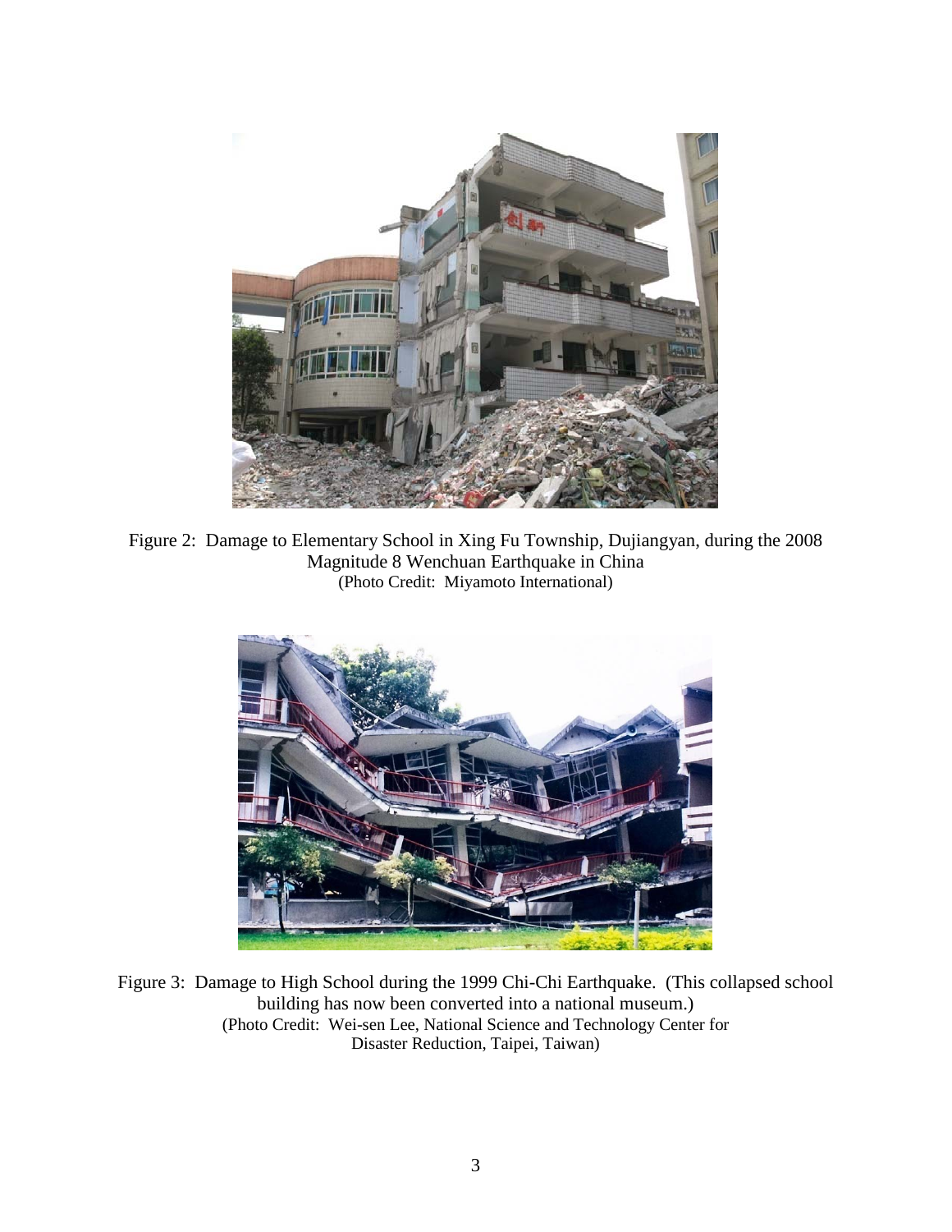Figure 2: Damage to Elementary School in Xing Fu Township, Dujiangyan, during the 2008 Magnitude 8 Wenchuan Earthquake in China
(Photo Credit: Miyamoto International)

Figure 3: Damage to High School during the 1999 Chi-Chi Earthquake. (This collapsed school building has now been converted into a national museum.)
(Photo Credit: Wei-sen Lee, National Science and Technology Center for Disaster Reduction, Taipei, Taiwan)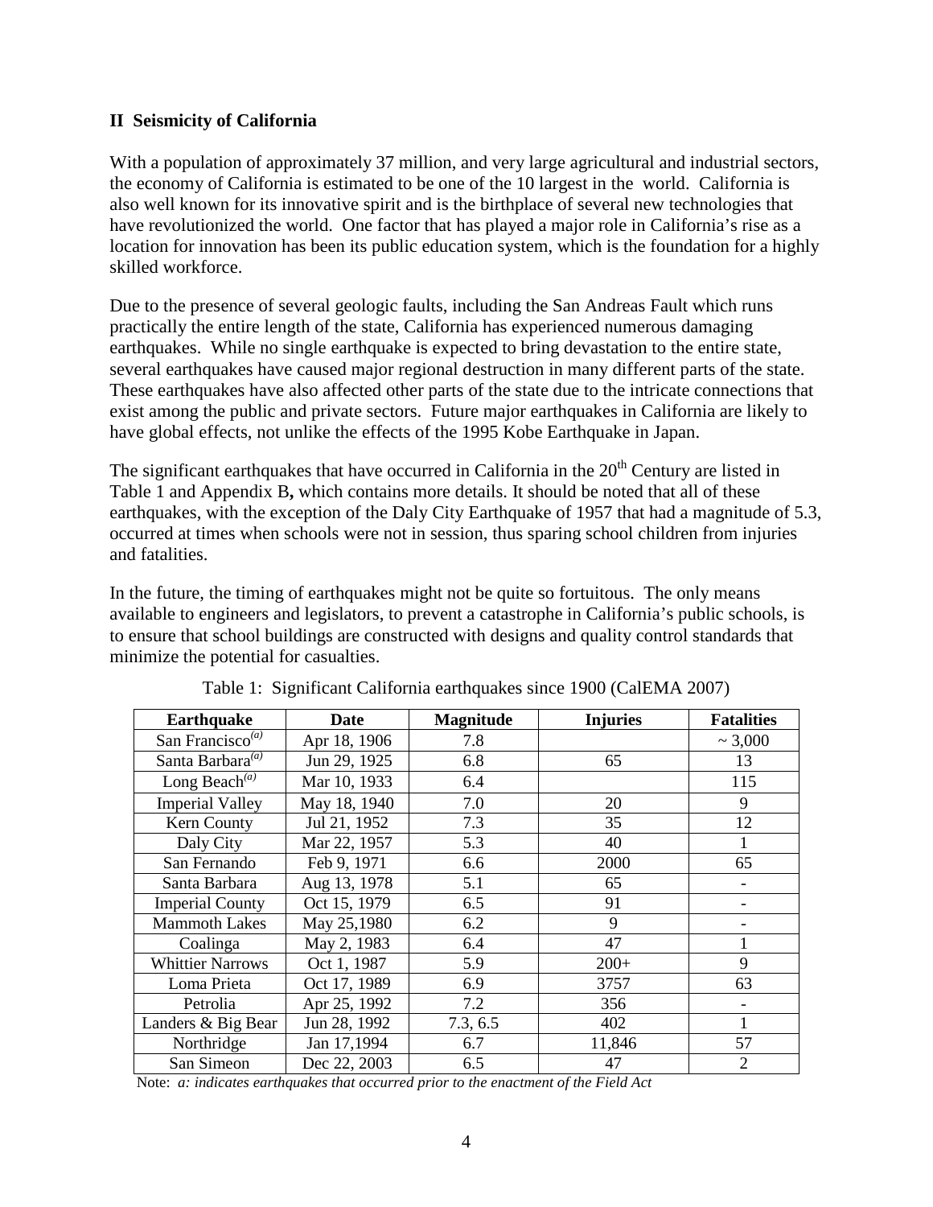## II Seismicity of California

With a population of approximately 37 million, and very large agricultural and industrial sectors, the economy of California is estimated to be one of the 10 largest in the world. California is also well known for its innovative spirit and is the birthplace of several new technologies that have revolutionized the world. One factor that has played a major role in California's rise as a location for innovation has been its public education system, which is the foundation for a highly skilled workforce.

Due to the presence of several geologic faults, including the San Andreas Fault which runs practically the entire length of the state, California has experienced numerous damaging earthquakes. While no single earthquake is expected to bring devastation to the entire state, several earthquakes have caused major regional destruction in many different parts of the state. These earthquakes have also affected other parts of the state due to the intricate connections that exist among the public and private sectors. Future major earthquakes in California are likely to have global effects, not unlike the effects of the 1995 Kobe Earthquake in Japan.

The significant earthquakes that have occurred in California in the 20th Century are listed in Table 1 and Appendix B**,** which contains more details. It should be noted that all of these earthquakes, with the exception of the Daly City Earthquake of 1957 that had a magnitude of 5.3, occurred at times when schools were not in session, thus sparing school children from injuries and fatalities.

In the future, the timing of earthquakes might not be quite so fortuitous. The only means available to engineers and legislators, to prevent a catastrophe in California's public schools, is to ensure that school buildings are constructed with designs and quality control standards that minimize the potential for casualties.

Table 1: Significant California earthquakes since 1900 (CalEMA 2007)

| Earthquake | Date | Magnitude | Injuries | Fatalities |
|---|---|---|---|---|
| San Francisco[(a)] | Apr 18, 1906 | 7.8 | | ~ 3,000 |
| Santa Barbara[(a)] | Jun 29, 1925 | 6.8 | 65 | 13 |
| Long Beach[(a)] | Mar 10, 1933 | 6.4 | | 115 |
| Imperial Valley | May 18, 1940 | 7.0 | 20 | 9 |
| Kern County | Jul 21, 1952 | 7.3 | 35 | 12 |
| Daly City | Mar 22, 1957 | 5.3 | 40 | 1 |
| San Fernando | Feb 9, 1971 | 6.6 | 2000 | 65 |
| Santa Barbara | Aug 13, 1978 | 5.1 | 65 | - |
| Imperial County | Oct 15, 1979 | 6.5 | 91 | - |
| Mammoth Lakes | May 25,1980 | 6.2 | 9 | - |
| Coalinga | May 2, 1983 | 6.4 | 47 | 1 |
| Whittier Narrows | Oct 1, 1987 | 5.9 | 200+ | 9 |
| Loma Prieta | Oct 17, 1989 | 6.9 | 3757 | 63 |
| Petrolia | Apr 25, 1992 | 7.2 | 356 | - |
| Landers & Big Bear | Jun 28, 1992 | 7.3, 6.5 | 402 | 1 |
| Northridge | Jan 17,1994 | 6.7 | 11,846 | 57 |
| San Simeon | Dec 22, 2003 | 6.5 | 47 | 2 |

Note: *a: indicates earthquakes that occurred prior to the enactment of the Field Act*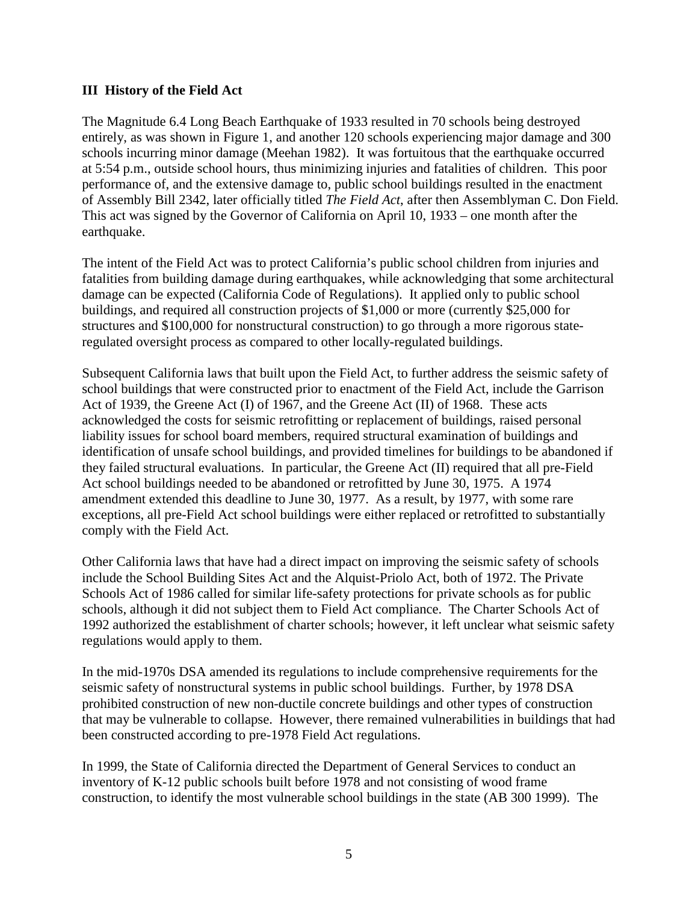### III History of the Field Act

The Magnitude 6.4 Long Beach Earthquake of 1933 resulted in 70 schools being destroyed entirely, as was shown in Figure 1, and another 120 schools experiencing major damage and 300 schools incurring minor damage (Meehan 1982). It was fortuitous that the earthquake occurred at 5:54 p.m., outside school hours, thus minimizing injuries and fatalities of children. This poor performance of, and the extensive damage to, public school buildings resulted in the enactment of Assembly Bill 2342, later officially titled *The Field Act*, after then Assemblyman C. Don Field. This act was signed by the Governor of California on April 10, 1933 – one month after the earthquake.

The intent of the Field Act was to protect California's public school children from injuries and fatalities from building damage during earthquakes, while acknowledging that some architectural damage can be expected (California Code of Regulations). It applied only to public school buildings, and required all construction projects of $1,000 or more (currently $25,000 for structures and $100,000 for nonstructural construction) to go through a more rigorous state-regulated oversight process as compared to other locally-regulated buildings.

Subsequent California laws that built upon the Field Act, to further address the seismic safety of school buildings that were constructed prior to enactment of the Field Act, include the Garrison Act of 1939, the Greene Act (I) of 1967, and the Greene Act (II) of 1968. These acts acknowledged the costs for seismic retrofitting or replacement of buildings, raised personal liability issues for school board members, required structural examination of buildings and identification of unsafe school buildings, and provided timelines for buildings to be abandoned if they failed structural evaluations. In particular, the Greene Act (II) required that all pre-Field Act school buildings needed to be abandoned or retrofitted by June 30, 1975. A 1974 amendment extended this deadline to June 30, 1977. As a result, by 1977, with some rare exceptions, all pre-Field Act school buildings were either replaced or retrofitted to substantially comply with the Field Act.

Other California laws that have had a direct impact on improving the seismic safety of schools include the School Building Sites Act and the Alquist-Priolo Act, both of 1972. The Private Schools Act of 1986 called for similar life-safety protections for private schools as for public schools, although it did not subject them to Field Act compliance. The Charter Schools Act of 1992 authorized the establishment of charter schools; however, it left unclear what seismic safety regulations would apply to them.

In the mid-1970s DSA amended its regulations to include comprehensive requirements for the seismic safety of nonstructural systems in public school buildings. Further, by 1978 DSA prohibited construction of new non-ductile concrete buildings and other types of construction that may be vulnerable to collapse. However, there remained vulnerabilities in buildings that had been constructed according to pre-1978 Field Act regulations.

In 1999, the State of California directed the Department of General Services to conduct an inventory of K-12 public schools built before 1978 and not consisting of wood frame construction, to identify the most vulnerable school buildings in the state (AB 300 1999). The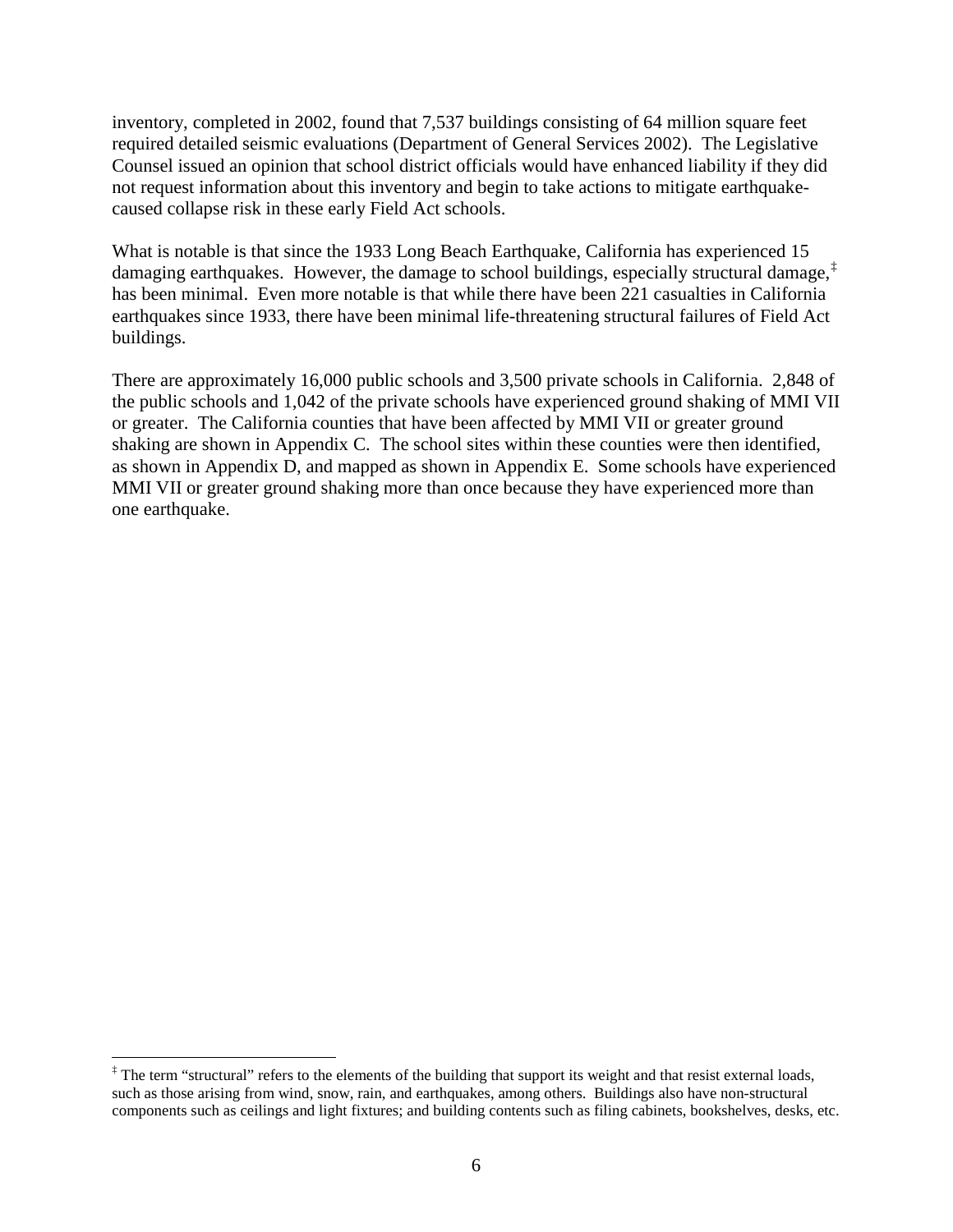inventory, completed in 2002, found that 7,537 buildings consisting of 64 million square feet required detailed seismic evaluations (Department of General Services 2002). The Legislative Counsel issued an opinion that school district officials would have enhanced liability if they did not request information about this inventory and begin to take actions to mitigate earthquake-caused collapse risk in these early Field Act schools.

What is notable is that since the 1933 Long Beach Earthquake, California has experienced 15 damaging earthquakes. However, the damage to school buildings, especially structural damage,[‡] has been minimal. Even more notable is that while there have been 221 casualties in California earthquakes since 1933, there have been minimal life-threatening structural failures of Field Act buildings.

There are approximately 16,000 public schools and 3,500 private schools in California. 2,848 of the public schools and 1,042 of the private schools have experienced ground shaking of MMI VII or greater. The California counties that have been affected by MMI VII or greater ground shaking are shown in Appendix C. The school sites within these counties were then identified, as shown in Appendix D, and mapped as shown in Appendix E. Some schools have experienced MMI VII or greater ground shaking more than once because they have experienced more than one earthquake.

---

[‡] The term "structural" refers to the elements of the building that support its weight and that resist external loads, such as those arising from wind, snow, rain, and earthquakes, among others. Buildings also have non-structural components such as ceilings and light fixtures; and building contents such as filing cabinets, bookshelves, desks, etc.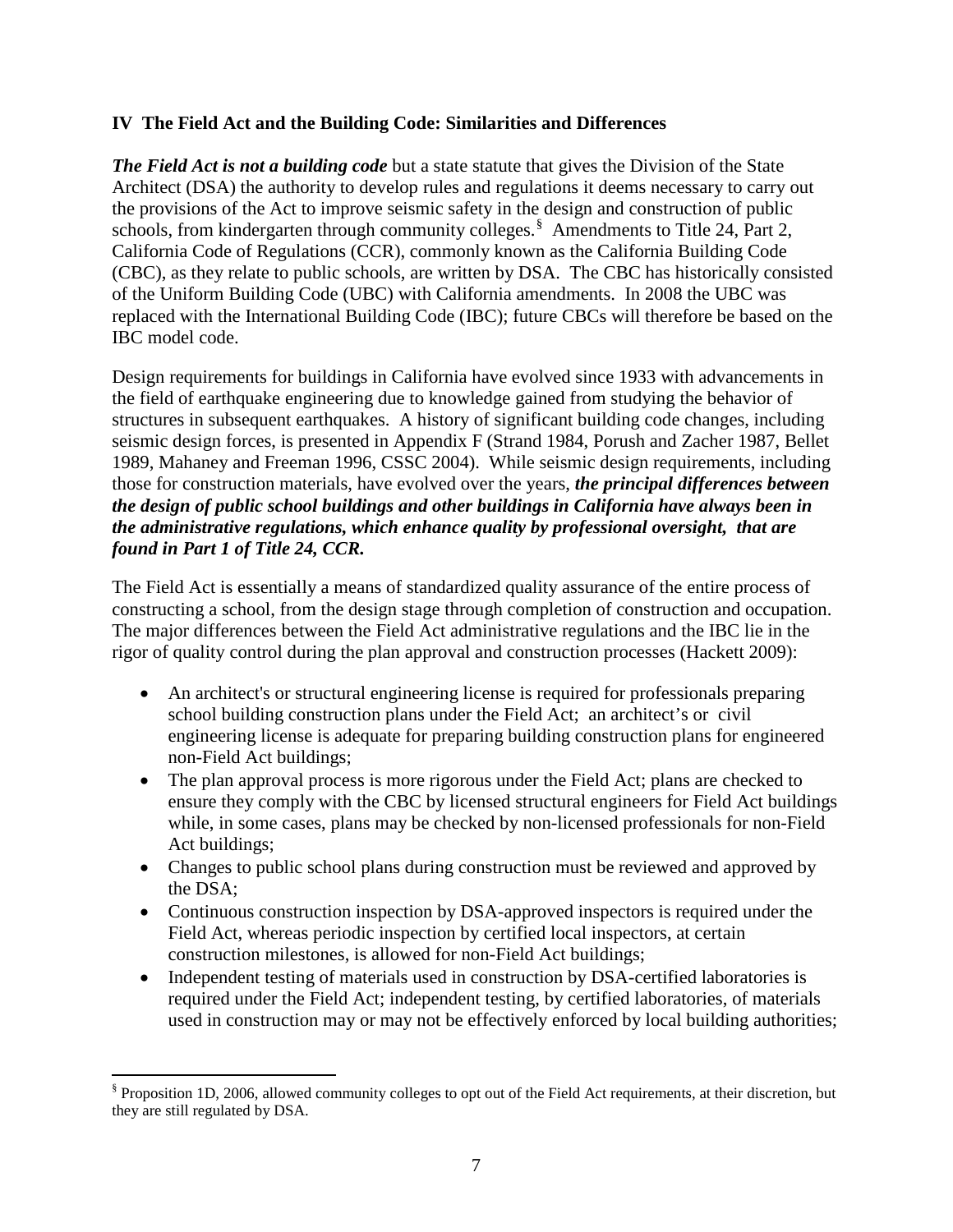## IV The Field Act and the Building Code: Similarities and Differences

***The Field Act is not a building code*** but a state statute that gives the Division of the State Architect (DSA) the authority to develop rules and regulations it deems necessary to carry out the provisions of the Act to improve seismic safety in the design and construction of public schools, from kindergarten through community colleges.[§] Amendments to Title 24, Part 2, California Code of Regulations (CCR), commonly known as the California Building Code (CBC), as they relate to public schools, are written by DSA. The CBC has historically consisted of the Uniform Building Code (UBC) with California amendments. In 2008 the UBC was replaced with the International Building Code (IBC); future CBCs will therefore be based on the IBC model code.

Design requirements for buildings in California have evolved since 1933 with advancements in the field of earthquake engineering due to knowledge gained from studying the behavior of structures in subsequent earthquakes. A history of significant building code changes, including seismic design forces, is presented in Appendix F (Strand 1984, Porush and Zacher 1987, Bellet 1989, Mahaney and Freeman 1996, CSSC 2004). While seismic design requirements, including those for construction materials, have evolved over the years, ***the principal differences between the design of public school buildings and other buildings in California have always been in the administrative regulations, which enhance quality by professional oversight, that are found in Part 1 of Title 24, CCR.***

The Field Act is essentially a means of standardized quality assurance of the entire process of constructing a school, from the design stage through completion of construction and occupation. The major differences between the Field Act administrative regulations and the IBC lie in the rigor of quality control during the plan approval and construction processes (Hackett 2009):

- An architect's or structural engineering license is required for professionals preparing school building construction plans under the Field Act; an architect's or civil engineering license is adequate for preparing building construction plans for engineered non-Field Act buildings;
- The plan approval process is more rigorous under the Field Act; plans are checked to ensure they comply with the CBC by licensed structural engineers for Field Act buildings while, in some cases, plans may be checked by non-licensed professionals for non-Field Act buildings;
- Changes to public school plans during construction must be reviewed and approved by the DSA;
- Continuous construction inspection by DSA-approved inspectors is required under the Field Act, whereas periodic inspection by certified local inspectors, at certain construction milestones, is allowed for non-Field Act buildings;
- Independent testing of materials used in construction by DSA-certified laboratories is required under the Field Act; independent testing, by certified laboratories, of materials used in construction may or may not be effectively enforced by local building authorities;

[§] Proposition 1D, 2006, allowed community colleges to opt out of the Field Act requirements, at their discretion, but they are still regulated by DSA.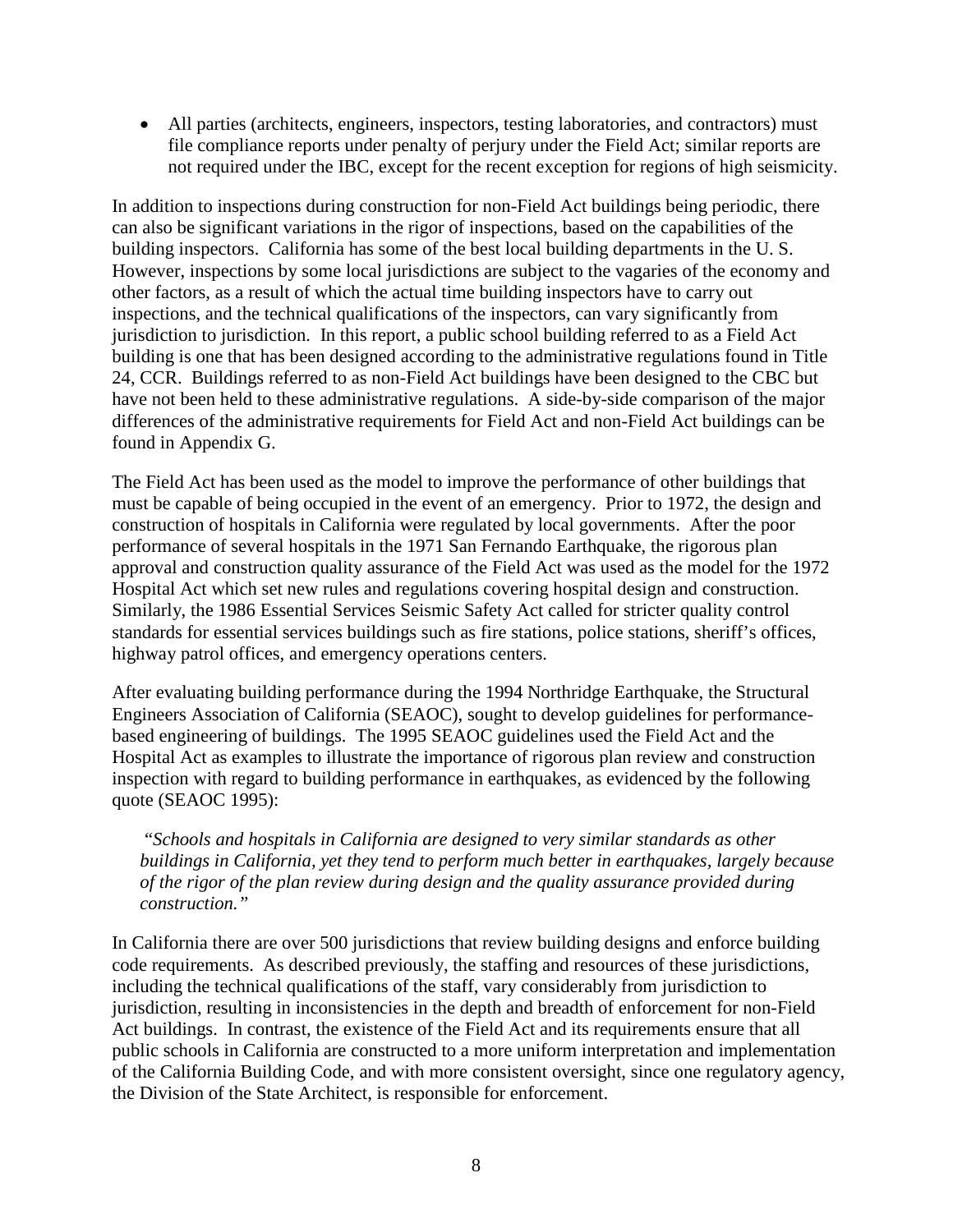- All parties (architects, engineers, inspectors, testing laboratories, and contractors) must file compliance reports under penalty of perjury under the Field Act; similar reports are not required under the IBC, except for the recent exception for regions of high seismicity.

In addition to inspections during construction for non-Field Act buildings being periodic, there can also be significant variations in the rigor of inspections, based on the capabilities of the building inspectors. California has some of the best local building departments in the U. S. However, inspections by some local jurisdictions are subject to the vagaries of the economy and other factors, as a result of which the actual time building inspectors have to carry out inspections, and the technical qualifications of the inspectors, can vary significantly from jurisdiction to jurisdiction. In this report, a public school building referred to as a Field Act building is one that has been designed according to the administrative regulations found in Title 24, CCR. Buildings referred to as non-Field Act buildings have been designed to the CBC but have not been held to these administrative regulations. A side-by-side comparison of the major differences of the administrative requirements for Field Act and non-Field Act buildings can be found in Appendix G.

The Field Act has been used as the model to improve the performance of other buildings that must be capable of being occupied in the event of an emergency. Prior to 1972, the design and construction of hospitals in California were regulated by local governments. After the poor performance of several hospitals in the 1971 San Fernando Earthquake, the rigorous plan approval and construction quality assurance of the Field Act was used as the model for the 1972 Hospital Act which set new rules and regulations covering hospital design and construction. Similarly, the 1986 Essential Services Seismic Safety Act called for stricter quality control standards for essential services buildings such as fire stations, police stations, sheriff's offices, highway patrol offices, and emergency operations centers.

After evaluating building performance during the 1994 Northridge Earthquake, the Structural Engineers Association of California (SEAOC), sought to develop guidelines for performance-based engineering of buildings. The 1995 SEAOC guidelines used the Field Act and the Hospital Act as examples to illustrate the importance of rigorous plan review and construction inspection with regard to building performance in earthquakes, as evidenced by the following quote (SEAOC 1995):

> *"Schools and hospitals in California are designed to very similar standards as other buildings in California, yet they tend to perform much better in earthquakes, largely because of the rigor of the plan review during design and the quality assurance provided during construction."*

In California there are over 500 jurisdictions that review building designs and enforce building code requirements. As described previously, the staffing and resources of these jurisdictions, including the technical qualifications of the staff, vary considerably from jurisdiction to jurisdiction, resulting in inconsistencies in the depth and breadth of enforcement for non-Field Act buildings. In contrast, the existence of the Field Act and its requirements ensure that all public schools in California are constructed to a more uniform interpretation and implementation of the California Building Code, and with more consistent oversight, since one regulatory agency, the Division of the State Architect, is responsible for enforcement.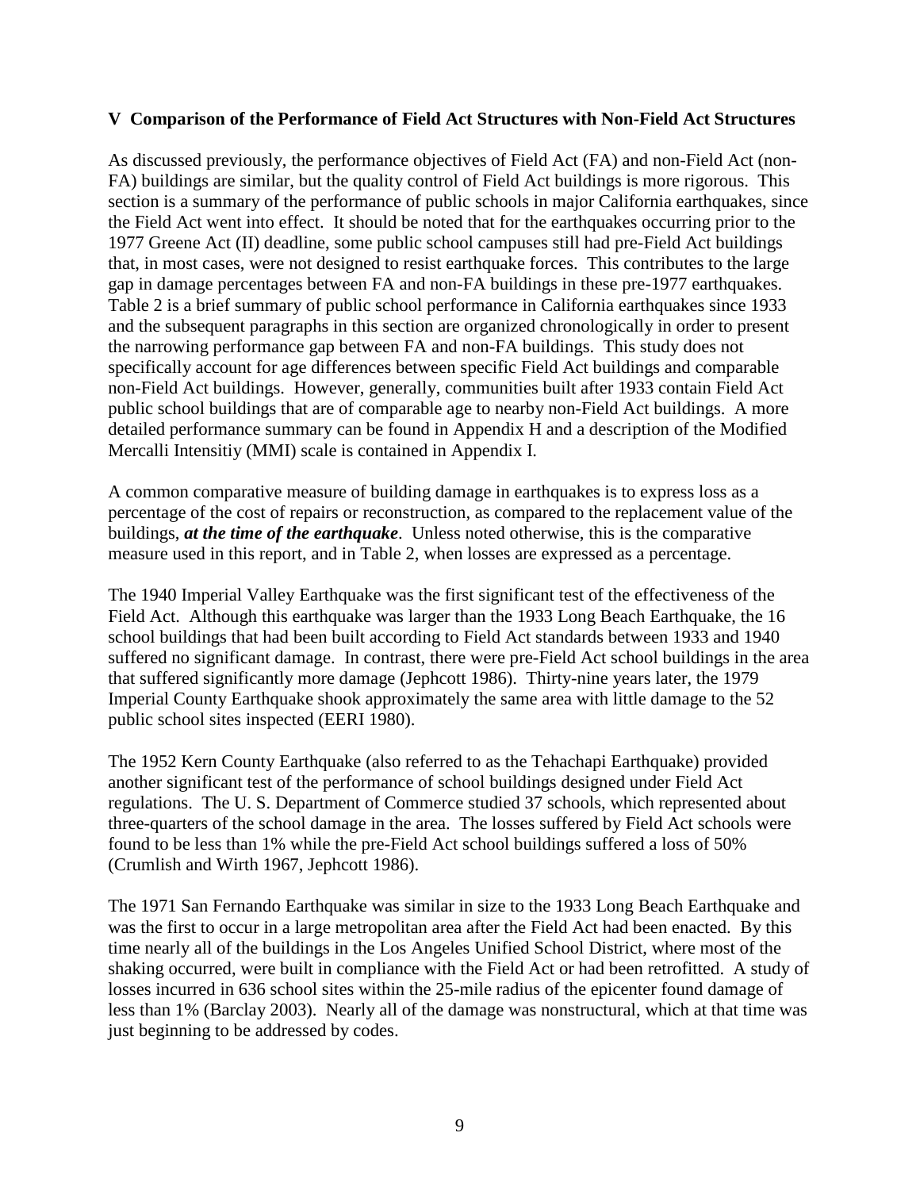## V Comparison of the Performance of Field Act Structures with Non-Field Act Structures

As discussed previously, the performance objectives of Field Act (FA) and non-Field Act (non-FA) buildings are similar, but the quality control of Field Act buildings is more rigorous. This section is a summary of the performance of public schools in major California earthquakes, since the Field Act went into effect. It should be noted that for the earthquakes occurring prior to the 1977 Greene Act (II) deadline, some public school campuses still had pre-Field Act buildings that, in most cases, were not designed to resist earthquake forces. This contributes to the large gap in damage percentages between FA and non-FA buildings in these pre-1977 earthquakes. Table 2 is a brief summary of public school performance in California earthquakes since 1933 and the subsequent paragraphs in this section are organized chronologically in order to present the narrowing performance gap between FA and non-FA buildings. This study does not specifically account for age differences between specific Field Act buildings and comparable non-Field Act buildings. However, generally, communities built after 1933 contain Field Act public school buildings that are of comparable age to nearby non-Field Act buildings. A more detailed performance summary can be found in Appendix H and a description of the Modified Mercalli Intensitiy (MMI) scale is contained in Appendix I.

A common comparative measure of building damage in earthquakes is to express loss as a percentage of the cost of repairs or reconstruction, as compared to the replacement value of the buildings, ***at the time of the earthquake***. Unless noted otherwise, this is the comparative measure used in this report, and in Table 2, when losses are expressed as a percentage.

The 1940 Imperial Valley Earthquake was the first significant test of the effectiveness of the Field Act. Although this earthquake was larger than the 1933 Long Beach Earthquake, the 16 school buildings that had been built according to Field Act standards between 1933 and 1940 suffered no significant damage. In contrast, there were pre-Field Act school buildings in the area that suffered significantly more damage (Jephcott 1986). Thirty-nine years later, the 1979 Imperial County Earthquake shook approximately the same area with little damage to the 52 public school sites inspected (EERI 1980).

The 1952 Kern County Earthquake (also referred to as the Tehachapi Earthquake) provided another significant test of the performance of school buildings designed under Field Act regulations. The U. S. Department of Commerce studied 37 schools, which represented about three-quarters of the school damage in the area. The losses suffered by Field Act schools were found to be less than 1% while the pre-Field Act school buildings suffered a loss of 50% (Crumlish and Wirth 1967, Jephcott 1986).

The 1971 San Fernando Earthquake was similar in size to the 1933 Long Beach Earthquake and was the first to occur in a large metropolitan area after the Field Act had been enacted. By this time nearly all of the buildings in the Los Angeles Unified School District, where most of the shaking occurred, were built in compliance with the Field Act or had been retrofitted. A study of losses incurred in 636 school sites within the 25-mile radius of the epicenter found damage of less than 1% (Barclay 2003). Nearly all of the damage was nonstructural, which at that time was just beginning to be addressed by codes.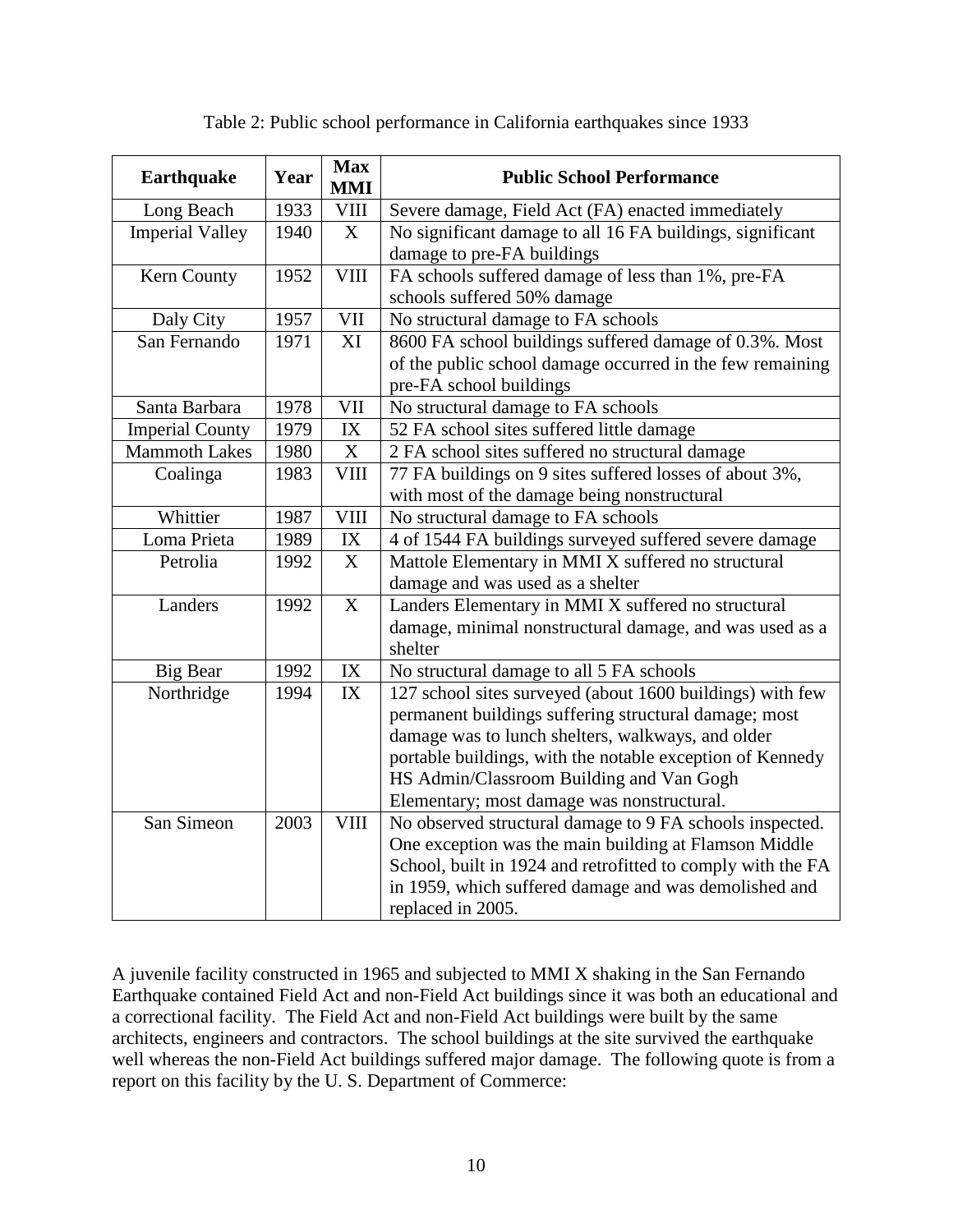Table 2: Public school performance in California earthquakes since 1933

| Earthquake | Year | Max MMI | Public School Performance |
|---|---|---|---|
| Long Beach | 1933 | VIII | Severe damage, Field Act (FA) enacted immediately |
| Imperial Valley | 1940 | X | No significant damage to all 16 FA buildings, significant damage to pre-FA buildings |
| Kern County | 1952 | VIII | FA schools suffered damage of less than 1%, pre-FA schools suffered 50% damage |
| Daly City | 1957 | VII | No structural damage to FA schools |
| San Fernando | 1971 | XI | 8600 FA school buildings suffered damage of 0.3%. Most of the public school damage occurred in the few remaining pre-FA school buildings |
| Santa Barbara | 1978 | VII | No structural damage to FA schools |
| Imperial County | 1979 | IX | 52 FA school sites suffered little damage |
| Mammoth Lakes | 1980 | X | 2 FA school sites suffered no structural damage |
| Coalinga | 1983 | VIII | 77 FA buildings on 9 sites suffered losses of about 3%, with most of the damage being nonstructural |
| Whittier | 1987 | VIII | No structural damage to FA schools |
| Loma Prieta | 1989 | IX | 4 of 1544 FA buildings surveyed suffered severe damage |
| Petrolia | 1992 | X | Mattole Elementary in MMI X suffered no structural damage and was used as a shelter |
| Landers | 1992 | X | Landers Elementary in MMI X suffered no structural damage, minimal nonstructural damage, and was used as a shelter |
| Big Bear | 1992 | IX | No structural damage to all 5 FA schools |
| Northridge | 1994 | IX | 127 school sites surveyed (about 1600 buildings) with few permanent buildings suffering structural damage; most damage was to lunch shelters, walkways, and older portable buildings, with the notable exception of Kennedy HS Admin/Classroom Building and Van Gogh Elementary; most damage was nonstructural. |
| San Simeon | 2003 | VIII | No observed structural damage to 9 FA schools inspected. One exception was the main building at Flamson Middle School, built in 1924 and retrofitted to comply with the FA in 1959, which suffered damage and was demolished and replaced in 2005. |

A juvenile facility constructed in 1965 and subjected to MMI X shaking in the San Fernando Earthquake contained Field Act and non-Field Act buildings since it was both an educational and a correctional facility. The Field Act and non-Field Act buildings were built by the same architects, engineers and contractors. The school buildings at the site survived the earthquake well whereas the non-Field Act buildings suffered major damage. The following quote is from a report on this facility by the U. S. Department of Commerce: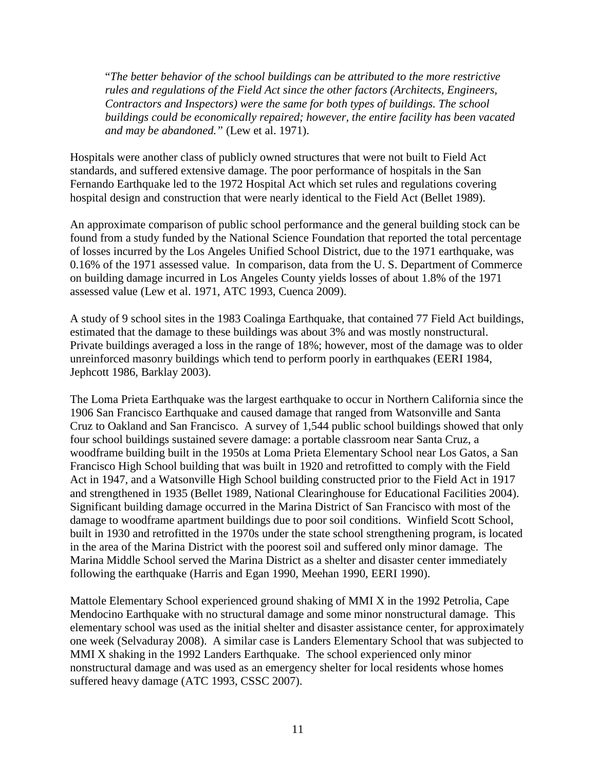> "*The better behavior of the school buildings can be attributed to the more restrictive rules and regulations of the Field Act since the other factors (Architects, Engineers, Contractors and Inspectors) were the same for both types of buildings. The school buildings could be economically repaired; however, the entire facility has been vacated and may be abandoned."* (Lew et al. 1971).

Hospitals were another class of publicly owned structures that were not built to Field Act standards, and suffered extensive damage. The poor performance of hospitals in the San Fernando Earthquake led to the 1972 Hospital Act which set rules and regulations covering hospital design and construction that were nearly identical to the Field Act (Bellet 1989).

An approximate comparison of public school performance and the general building stock can be found from a study funded by the National Science Foundation that reported the total percentage of losses incurred by the Los Angeles Unified School District, due to the 1971 earthquake, was 0.16% of the 1971 assessed value. In comparison, data from the U. S. Department of Commerce on building damage incurred in Los Angeles County yields losses of about 1.8% of the 1971 assessed value (Lew et al. 1971, ATC 1993, Cuenca 2009).

A study of 9 school sites in the 1983 Coalinga Earthquake, that contained 77 Field Act buildings, estimated that the damage to these buildings was about 3% and was mostly nonstructural. Private buildings averaged a loss in the range of 18%; however, most of the damage was to older unreinforced masonry buildings which tend to perform poorly in earthquakes (EERI 1984, Jephcott 1986, Barklay 2003).

The Loma Prieta Earthquake was the largest earthquake to occur in Northern California since the 1906 San Francisco Earthquake and caused damage that ranged from Watsonville and Santa Cruz to Oakland and San Francisco. A survey of 1,544 public school buildings showed that only four school buildings sustained severe damage: a portable classroom near Santa Cruz, a woodframe building built in the 1950s at Loma Prieta Elementary School near Los Gatos, a San Francisco High School building that was built in 1920 and retrofitted to comply with the Field Act in 1947, and a Watsonville High School building constructed prior to the Field Act in 1917 and strengthened in 1935 (Bellet 1989, National Clearinghouse for Educational Facilities 2004). Significant building damage occurred in the Marina District of San Francisco with most of the damage to woodframe apartment buildings due to poor soil conditions. Winfield Scott School, built in 1930 and retrofitted in the 1970s under the state school strengthening program, is located in the area of the Marina District with the poorest soil and suffered only minor damage. The Marina Middle School served the Marina District as a shelter and disaster center immediately following the earthquake (Harris and Egan 1990, Meehan 1990, EERI 1990).

Mattole Elementary School experienced ground shaking of MMI X in the 1992 Petrolia, Cape Mendocino Earthquake with no structural damage and some minor nonstructural damage. This elementary school was used as the initial shelter and disaster assistance center, for approximately one week (Selvaduray 2008). A similar case is Landers Elementary School that was subjected to MMI X shaking in the 1992 Landers Earthquake. The school experienced only minor nonstructural damage and was used as an emergency shelter for local residents whose homes suffered heavy damage (ATC 1993, CSSC 2007).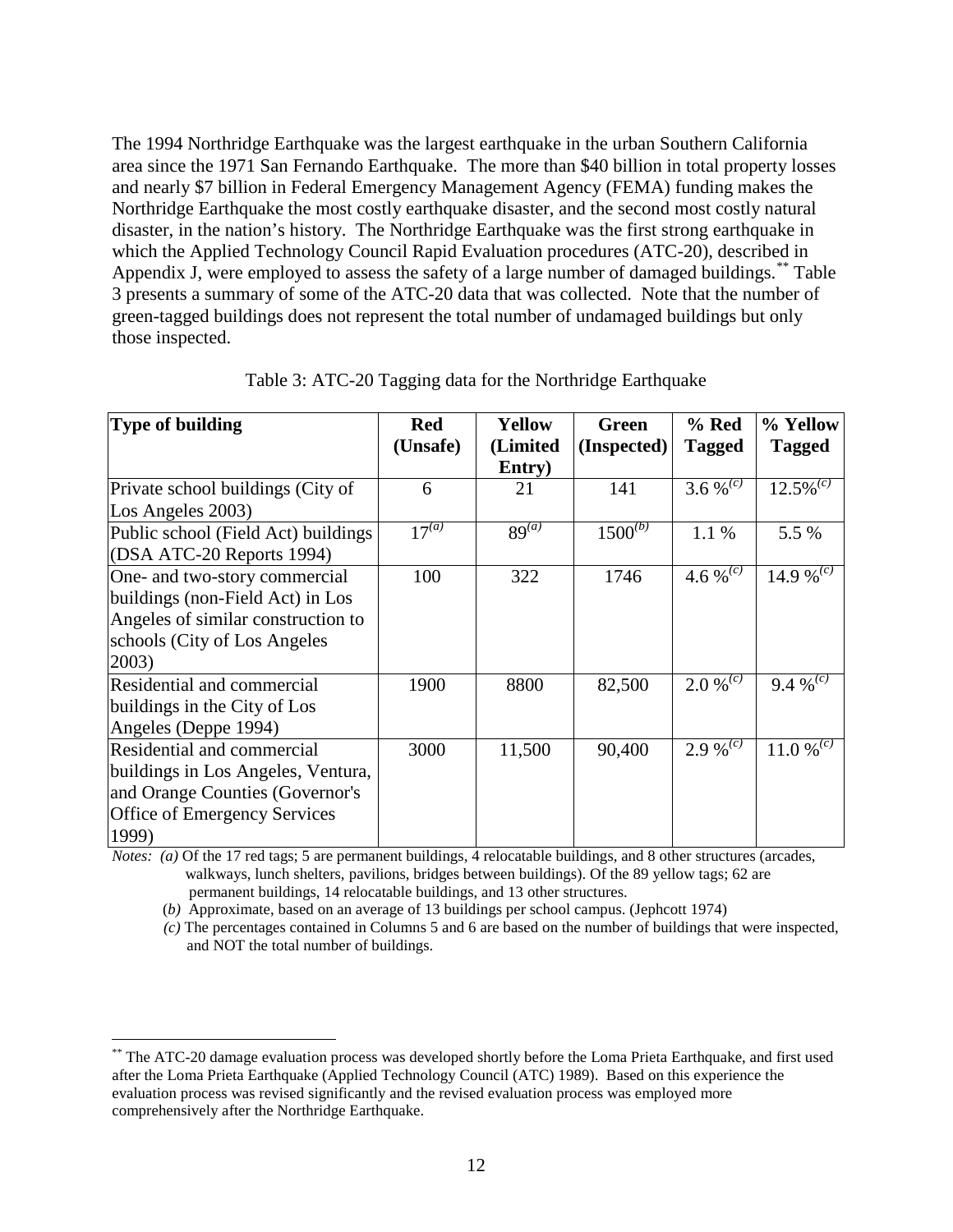The 1994 Northridge Earthquake was the largest earthquake in the urban Southern California area since the 1971 San Fernando Earthquake. The more than $40 billion in total property losses and nearly $7 billion in Federal Emergency Management Agency (FEMA) funding makes the Northridge Earthquake the most costly earthquake disaster, and the second most costly natural disaster, in the nation's history. The Northridge Earthquake was the first strong earthquake in which the Applied Technology Council Rapid Evaluation procedures (ATC-20), described in Appendix J, were employed to assess the safety of a large number of damaged buildings.[**] Table 3 presents a summary of some of the ATC-20 data that was collected. Note that the number of green-tagged buildings does not represent the total number of undamaged buildings but only those inspected.

Table 3: ATC-20 Tagging data for the Northridge Earthquake

| **Type of building** | **Red (Unsafe)** | **Yellow (Limited Entry)** | **Green (Inspected)** | **% Red Tagged** | **% Yellow Tagged** |
|---|---|---|---|---|---|
| Private school buildings (City of Los Angeles 2003) | 6 | 21 | 141 | 3.6 %[(c)] | 12.5%[(c)] |
| Public school (Field Act) buildings (DSA ATC-20 Reports 1994) | 17[(a)] | 89[(a)] | 1500[(b)] | 1.1 % | 5.5 % |
| One- and two-story commercial buildings (non-Field Act) in Los Angeles of similar construction to schools (City of Los Angeles 2003) | 100 | 322 | 1746 | 4.6 %[(c)] | 14.9 %[(c)] |
| Residential and commercial buildings in the City of Los Angeles (Deppe 1994) | 1900 | 8800 | 82,500 | 2.0 %[(c)] | 9.4 %[(c)] |
| Residential and commercial buildings in Los Angeles, Ventura, and Orange Counties (Governor's Office of Emergency Services 1999) | 3000 | 11,500 | 90,400 | 2.9 %[(c)] | 11.0 %[(c)] |

*Notes:* *(a)* Of the 17 red tags; 5 are permanent buildings, 4 relocatable buildings, and 8 other structures (arcades, walkways, lunch shelters, pavilions, bridges between buildings). Of the 89 yellow tags; 62 are permanent buildings, 14 relocatable buildings, and 13 other structures.

(*b*) Approximate, based on an average of 13 buildings per school campus. (Jephcott 1974)

*(c)* The percentages contained in Columns 5 and 6 are based on the number of buildings that were inspected, and NOT the total number of buildings.

[**] The ATC-20 damage evaluation process was developed shortly before the Loma Prieta Earthquake, and first used after the Loma Prieta Earthquake (Applied Technology Council (ATC) 1989). Based on this experience the evaluation process was revised significantly and the revised evaluation process was employed more comprehensively after the Northridge Earthquake.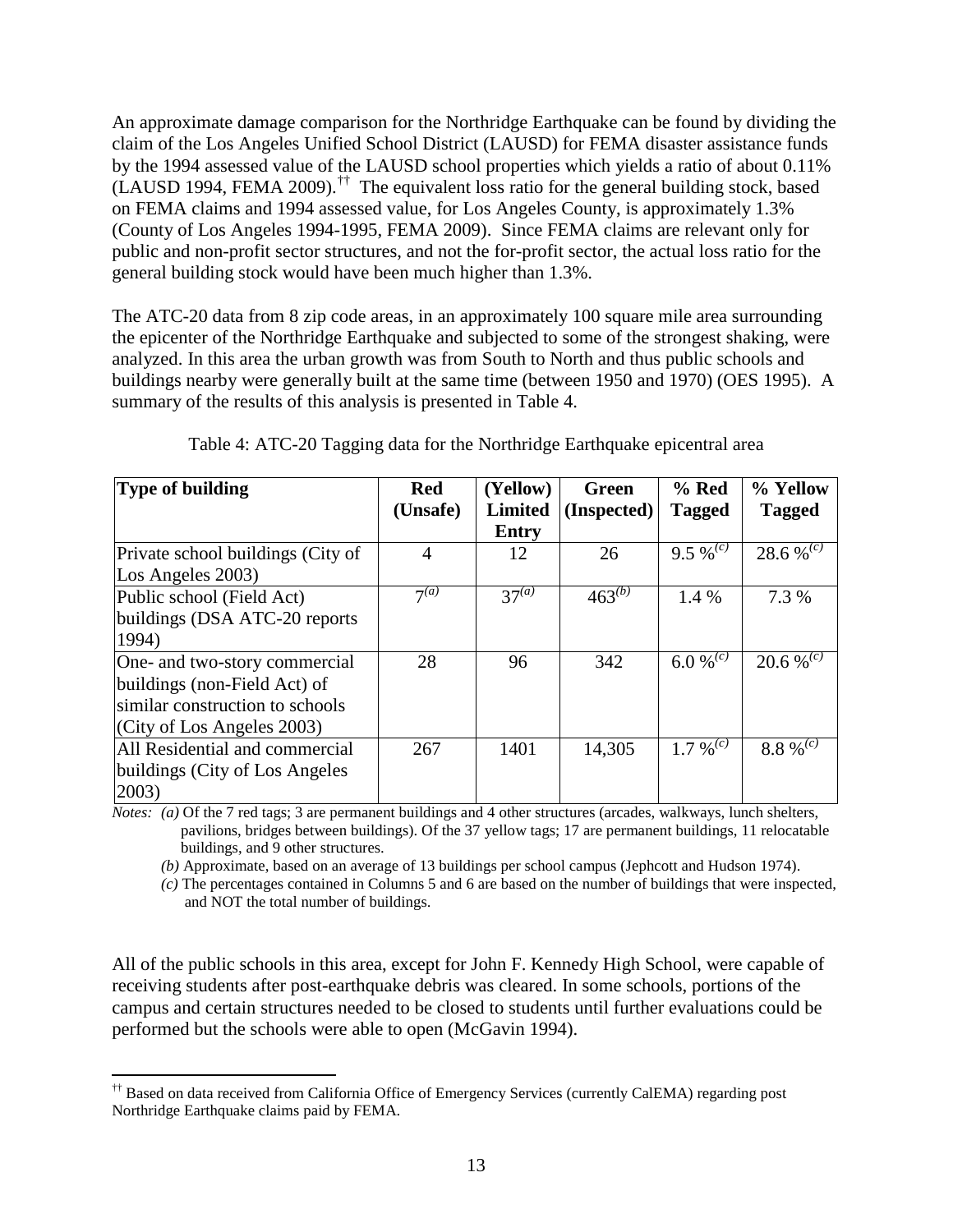An approximate damage comparison for the Northridge Earthquake can be found by dividing the claim of the Los Angeles Unified School District (LAUSD) for FEMA disaster assistance funds by the 1994 assessed value of the LAUSD school properties which yields a ratio of about 0.11% (LAUSD 1994, FEMA 2009).[††] The equivalent loss ratio for the general building stock, based on FEMA claims and 1994 assessed value, for Los Angeles County, is approximately 1.3% (County of Los Angeles 1994-1995, FEMA 2009). Since FEMA claims are relevant only for public and non-profit sector structures, and not the for-profit sector, the actual loss ratio for the general building stock would have been much higher than 1.3%.

The ATC-20 data from 8 zip code areas, in an approximately 100 square mile area surrounding the epicenter of the Northridge Earthquake and subjected to some of the strongest shaking, were analyzed. In this area the urban growth was from South to North and thus public schools and buildings nearby were generally built at the same time (between 1950 and 1970) (OES 1995). A summary of the results of this analysis is presented in Table 4.

Table 4: ATC-20 Tagging data for the Northridge Earthquake epicentral area

| Type of building | Red (Unsafe) | (Yellow) Limited Entry | Green (Inspected) | % Red Tagged | % Yellow Tagged |
|---|---|---|---|---|---|
| Private school buildings (City of Los Angeles 2003) | 4 | 12 | 26 | 9.5 %[(c)] | 28.6 %[(c)] |
| Public school (Field Act) buildings (DSA ATC-20 reports 1994) | 7[(a)] | 37[(a)] | 463[(b)] | 1.4 % | 7.3 % |
| One- and two-story commercial buildings (non-Field Act) of similar construction to schools (City of Los Angeles 2003) | 28 | 96 | 342 | 6.0 %[(c)] | 20.6 %[(c)] |
| All Residential and commercial buildings (City of Los Angeles 2003) | 267 | 1401 | 14,305 | 1.7 %[(c)] | 8.8 %[(c)] |

*Notes:* *(a)* Of the 7 red tags; 3 are permanent buildings and 4 other structures (arcades, walkways, lunch shelters, pavilions, bridges between buildings). Of the 37 yellow tags; 17 are permanent buildings, 11 relocatable buildings, and 9 other structures.

*(b)* Approximate, based on an average of 13 buildings per school campus (Jephcott and Hudson 1974).

*(c)* The percentages contained in Columns 5 and 6 are based on the number of buildings that were inspected, and NOT the total number of buildings.

All of the public schools in this area, except for John F. Kennedy High School, were capable of receiving students after post-earthquake debris was cleared. In some schools, portions of the campus and certain structures needed to be closed to students until further evaluations could be performed but the schools were able to open (McGavin 1994).

[††] Based on data received from California Office of Emergency Services (currently CalEMA) regarding post Northridge Earthquake claims paid by FEMA.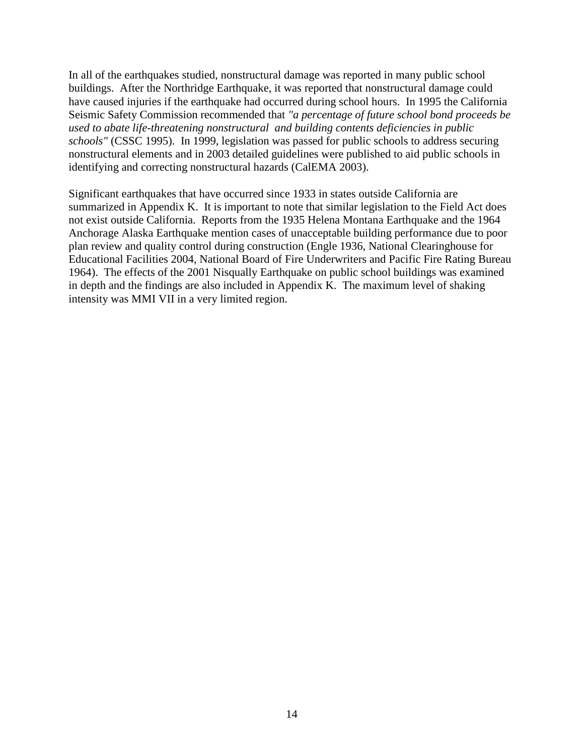In all of the earthquakes studied, nonstructural damage was reported in many public school buildings. After the Northridge Earthquake, it was reported that nonstructural damage could have caused injuries if the earthquake had occurred during school hours. In 1995 the California Seismic Safety Commission recommended that *"a percentage of future school bond proceeds be used to abate life-threatening nonstructural and building contents deficiencies in public schools"* (CSSC 1995). In 1999, legislation was passed for public schools to address securing nonstructural elements and in 2003 detailed guidelines were published to aid public schools in identifying and correcting nonstructural hazards (CalEMA 2003).

Significant earthquakes that have occurred since 1933 in states outside California are summarized in Appendix K. It is important to note that similar legislation to the Field Act does not exist outside California. Reports from the 1935 Helena Montana Earthquake and the 1964 Anchorage Alaska Earthquake mention cases of unacceptable building performance due to poor plan review and quality control during construction (Engle 1936, National Clearinghouse for Educational Facilities 2004, National Board of Fire Underwriters and Pacific Fire Rating Bureau 1964). The effects of the 2001 Nisqually Earthquake on public school buildings was examined in depth and the findings are also included in Appendix K. The maximum level of shaking intensity was MMI VII in a very limited region.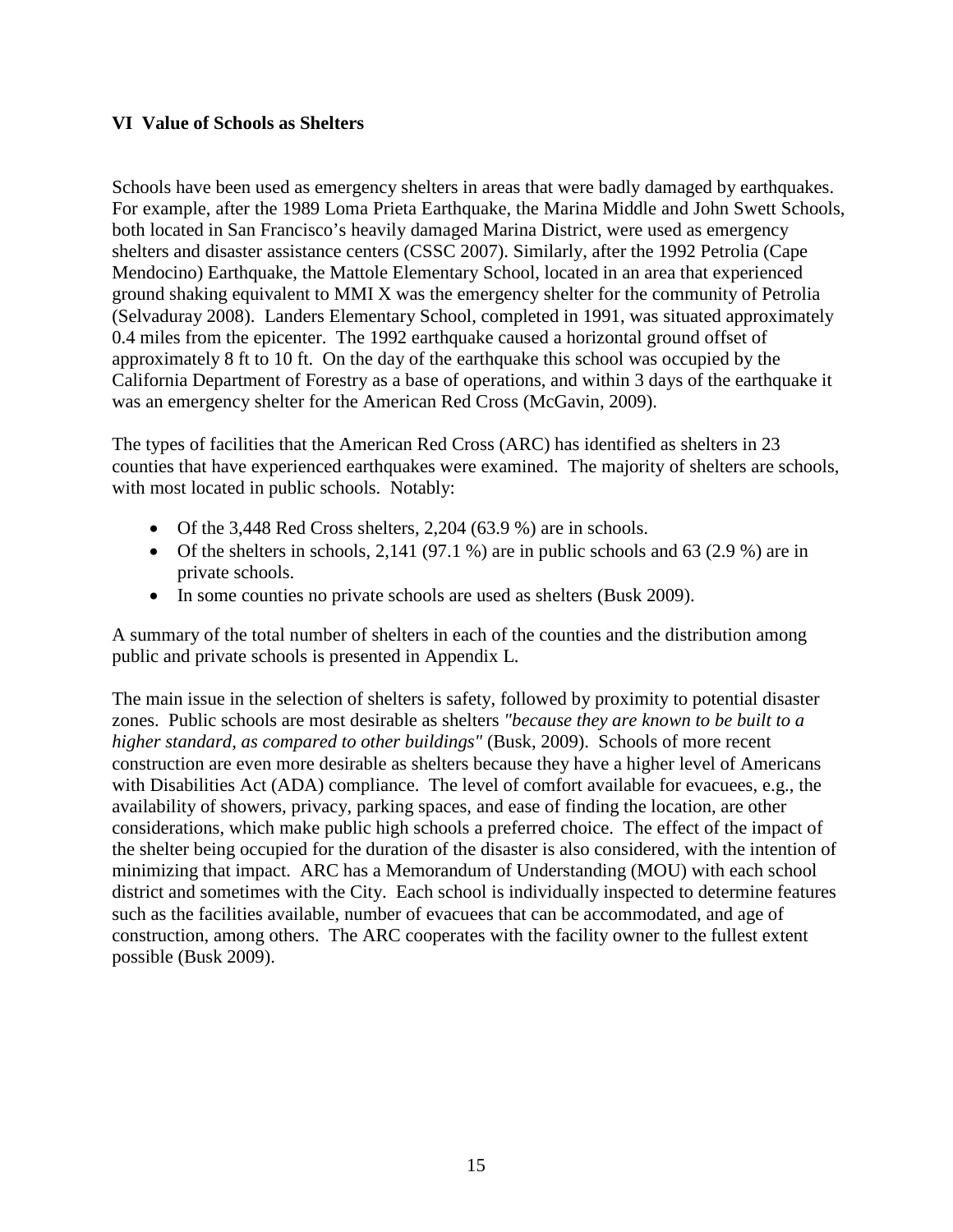## VI Value of Schools as Shelters

Schools have been used as emergency shelters in areas that were badly damaged by earthquakes. For example, after the 1989 Loma Prieta Earthquake, the Marina Middle and John Swett Schools, both located in San Francisco's heavily damaged Marina District, were used as emergency shelters and disaster assistance centers (CSSC 2007). Similarly, after the 1992 Petrolia (Cape Mendocino) Earthquake, the Mattole Elementary School, located in an area that experienced ground shaking equivalent to MMI X was the emergency shelter for the community of Petrolia (Selvaduray 2008). Landers Elementary School, completed in 1991, was situated approximately 0.4 miles from the epicenter. The 1992 earthquake caused a horizontal ground offset of approximately 8 ft to 10 ft. On the day of the earthquake this school was occupied by the California Department of Forestry as a base of operations, and within 3 days of the earthquake it was an emergency shelter for the American Red Cross (McGavin, 2009).

The types of facilities that the American Red Cross (ARC) has identified as shelters in 23 counties that have experienced earthquakes were examined. The majority of shelters are schools, with most located in public schools. Notably:

- Of the 3,448 Red Cross shelters, 2,204 (63.9 %) are in schools.
- Of the shelters in schools, 2,141 (97.1 %) are in public schools and 63 (2.9 %) are in private schools.
- In some counties no private schools are used as shelters (Busk 2009).

A summary of the total number of shelters in each of the counties and the distribution among public and private schools is presented in Appendix L.

The main issue in the selection of shelters is safety, followed by proximity to potential disaster zones. Public schools are most desirable as shelters *"because they are known to be built to a higher standard, as compared to other buildings"* (Busk, 2009). Schools of more recent construction are even more desirable as shelters because they have a higher level of Americans with Disabilities Act (ADA) compliance. The level of comfort available for evacuees, e.g., the availability of showers, privacy, parking spaces, and ease of finding the location, are other considerations, which make public high schools a preferred choice. The effect of the impact of the shelter being occupied for the duration of the disaster is also considered, with the intention of minimizing that impact. ARC has a Memorandum of Understanding (MOU) with each school district and sometimes with the City. Each school is individually inspected to determine features such as the facilities available, number of evacuees that can be accommodated, and age of construction, among others. The ARC cooperates with the facility owner to the fullest extent possible (Busk 2009).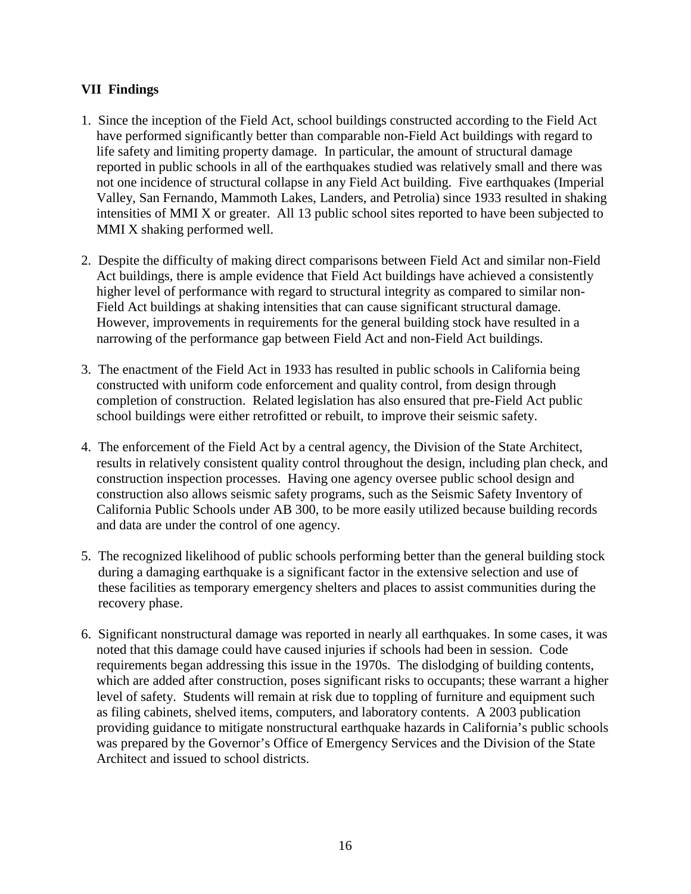## VII Findings

1. Since the inception of the Field Act, school buildings constructed according to the Field Act have performed significantly better than comparable non-Field Act buildings with regard to life safety and limiting property damage. In particular, the amount of structural damage reported in public schools in all of the earthquakes studied was relatively small and there was not one incidence of structural collapse in any Field Act building. Five earthquakes (Imperial Valley, San Fernando, Mammoth Lakes, Landers, and Petrolia) since 1933 resulted in shaking intensities of MMI X or greater. All 13 public school sites reported to have been subjected to MMI X shaking performed well.

2. Despite the difficulty of making direct comparisons between Field Act and similar non-Field Act buildings, there is ample evidence that Field Act buildings have achieved a consistently higher level of performance with regard to structural integrity as compared to similar non-Field Act buildings at shaking intensities that can cause significant structural damage. However, improvements in requirements for the general building stock have resulted in a narrowing of the performance gap between Field Act and non-Field Act buildings.

3. The enactment of the Field Act in 1933 has resulted in public schools in California being constructed with uniform code enforcement and quality control, from design through completion of construction. Related legislation has also ensured that pre-Field Act public school buildings were either retrofitted or rebuilt, to improve their seismic safety.

4. The enforcement of the Field Act by a central agency, the Division of the State Architect, results in relatively consistent quality control throughout the design, including plan check, and construction inspection processes. Having one agency oversee public school design and construction also allows seismic safety programs, such as the Seismic Safety Inventory of California Public Schools under AB 300, to be more easily utilized because building records and data are under the control of one agency.

5. The recognized likelihood of public schools performing better than the general building stock during a damaging earthquake is a significant factor in the extensive selection and use of these facilities as temporary emergency shelters and places to assist communities during the recovery phase.

6. Significant nonstructural damage was reported in nearly all earthquakes. In some cases, it was noted that this damage could have caused injuries if schools had been in session. Code requirements began addressing this issue in the 1970s. The dislodging of building contents, which are added after construction, poses significant risks to occupants; these warrant a higher level of safety. Students will remain at risk due to toppling of furniture and equipment such as filing cabinets, shelved items, computers, and laboratory contents. A 2003 publication providing guidance to mitigate nonstructural earthquake hazards in California's public schools was prepared by the Governor's Office of Emergency Services and the Division of the State Architect and issued to school districts.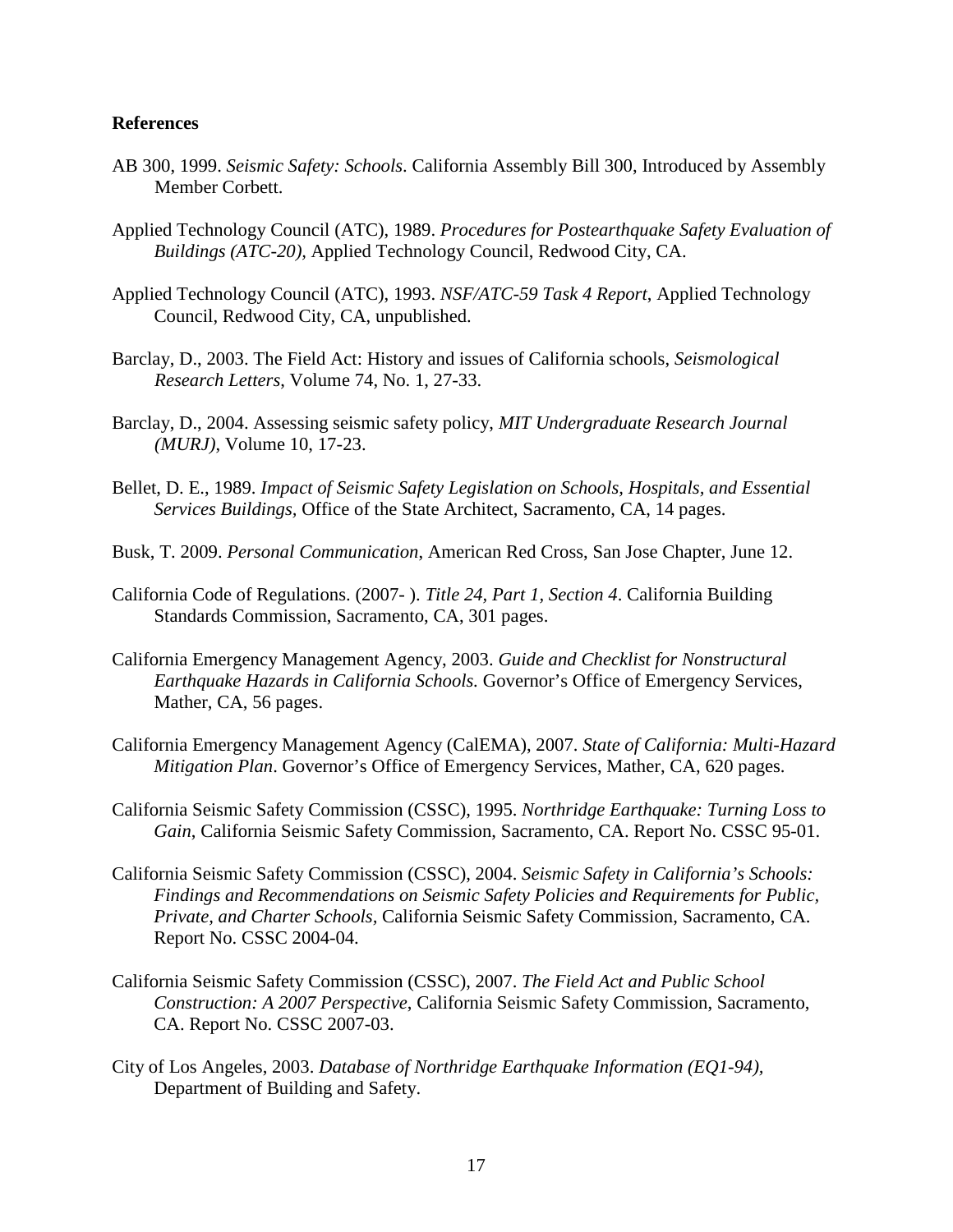## References

AB 300, 1999. *Seismic Safety: Schools*. California Assembly Bill 300, Introduced by Assembly Member Corbett.

Applied Technology Council (ATC), 1989. *Procedures for Postearthquake Safety Evaluation of Buildings (ATC-20)*, Applied Technology Council, Redwood City, CA.

Applied Technology Council (ATC), 1993. *NSF/ATC-59 Task 4 Report*, Applied Technology Council, Redwood City, CA, unpublished.

Barclay, D., 2003. The Field Act: History and issues of California schools, *Seismological Research Letters*, Volume 74, No. 1, 27-33.

Barclay, D., 2004. Assessing seismic safety policy, *MIT Undergraduate Research Journal (MURJ)*, Volume 10, 17-23.

Bellet, D. E., 1989. *Impact of Seismic Safety Legislation on Schools, Hospitals, and Essential Services Buildings*, Office of the State Architect, Sacramento, CA, 14 pages.

Busk, T. 2009. *Personal Communication*, American Red Cross, San Jose Chapter, June 12.

California Code of Regulations. (2007- ). *Title 24, Part 1, Section 4*. California Building Standards Commission, Sacramento, CA, 301 pages.

California Emergency Management Agency, 2003. *Guide and Checklist for Nonstructural Earthquake Hazards in California Schools.* Governor's Office of Emergency Services, Mather, CA, 56 pages.

California Emergency Management Agency (CalEMA), 2007. *State of California: Multi-Hazard Mitigation Plan*. Governor's Office of Emergency Services, Mather, CA, 620 pages.

California Seismic Safety Commission (CSSC), 1995. *Northridge Earthquake: Turning Loss to Gain*, California Seismic Safety Commission, Sacramento, CA. Report No. CSSC 95-01.

California Seismic Safety Commission (CSSC), 2004. *Seismic Safety in California's Schools: Findings and Recommendations on Seismic Safety Policies and Requirements for Public, Private, and Charter Schools*, California Seismic Safety Commission, Sacramento, CA. Report No. CSSC 2004-04.

California Seismic Safety Commission (CSSC), 2007. *The Field Act and Public School Construction: A 2007 Perspective*, California Seismic Safety Commission, Sacramento, CA. Report No. CSSC 2007-03.

City of Los Angeles, 2003. *Database of Northridge Earthquake Information (EQ1-94)*, Department of Building and Safety.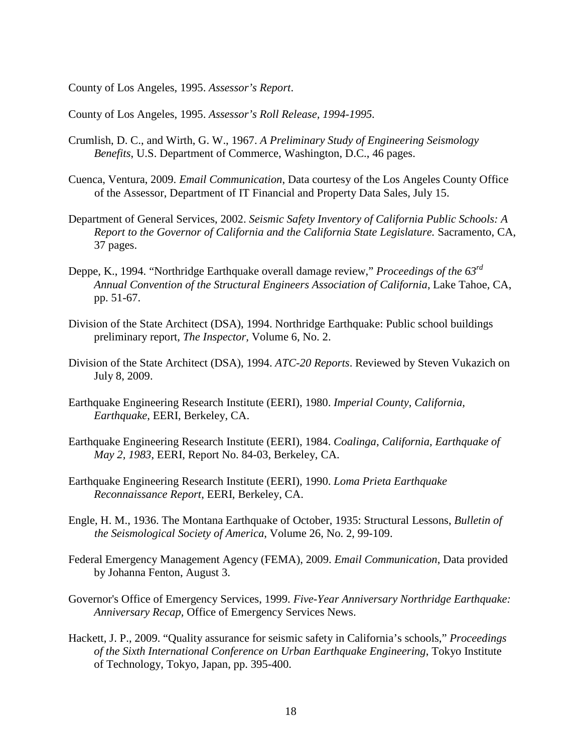County of Los Angeles, 1995. *Assessor's Report*.

County of Los Angeles, 1995. *Assessor's Roll Release, 1994-1995.*

Crumlish, D. C., and Wirth, G. W., 1967. *A Preliminary Study of Engineering Seismology Benefits*, U.S. Department of Commerce, Washington, D.C., 46 pages.

Cuenca, Ventura, 2009. *Email Communication*, Data courtesy of the Los Angeles County Office of the Assessor, Department of IT Financial and Property Data Sales, July 15.

Department of General Services, 2002. *Seismic Safety Inventory of California Public Schools: A Report to the Governor of California and the California State Legislature.* Sacramento, CA, 37 pages.

Deppe, K., 1994. "Northridge Earthquake overall damage review," *Proceedings of the 63rd Annual Convention of the Structural Engineers Association of California*, Lake Tahoe, CA, pp. 51-67.

Division of the State Architect (DSA), 1994. Northridge Earthquake: Public school buildings preliminary report, *The Inspector,* Volume 6, No. 2.

Division of the State Architect (DSA), 1994. *ATC-20 Reports*. Reviewed by Steven Vukazich on July 8, 2009.

Earthquake Engineering Research Institute (EERI), 1980. *Imperial County, California, Earthquake*, EERI, Berkeley, CA.

Earthquake Engineering Research Institute (EERI), 1984. *Coalinga, California, Earthquake of May 2, 1983*, EERI, Report No. 84-03, Berkeley, CA.

Earthquake Engineering Research Institute (EERI), 1990. *Loma Prieta Earthquake Reconnaissance Report*, EERI, Berkeley, CA.

Engle, H. M., 1936. The Montana Earthquake of October, 1935: Structural Lessons, *Bulletin of the Seismological Society of America*, Volume 26, No. 2, 99-109.

Federal Emergency Management Agency (FEMA), 2009. *Email Communication*, Data provided by Johanna Fenton, August 3.

Governor's Office of Emergency Services, 1999. *Five-Year Anniversary Northridge Earthquake: Anniversary Recap,* Office of Emergency Services News.

Hackett, J. P., 2009. "Quality assurance for seismic safety in California's schools," *Proceedings of the Sixth International Conference on Urban Earthquake Engineering*, Tokyo Institute of Technology, Tokyo, Japan, pp. 395-400.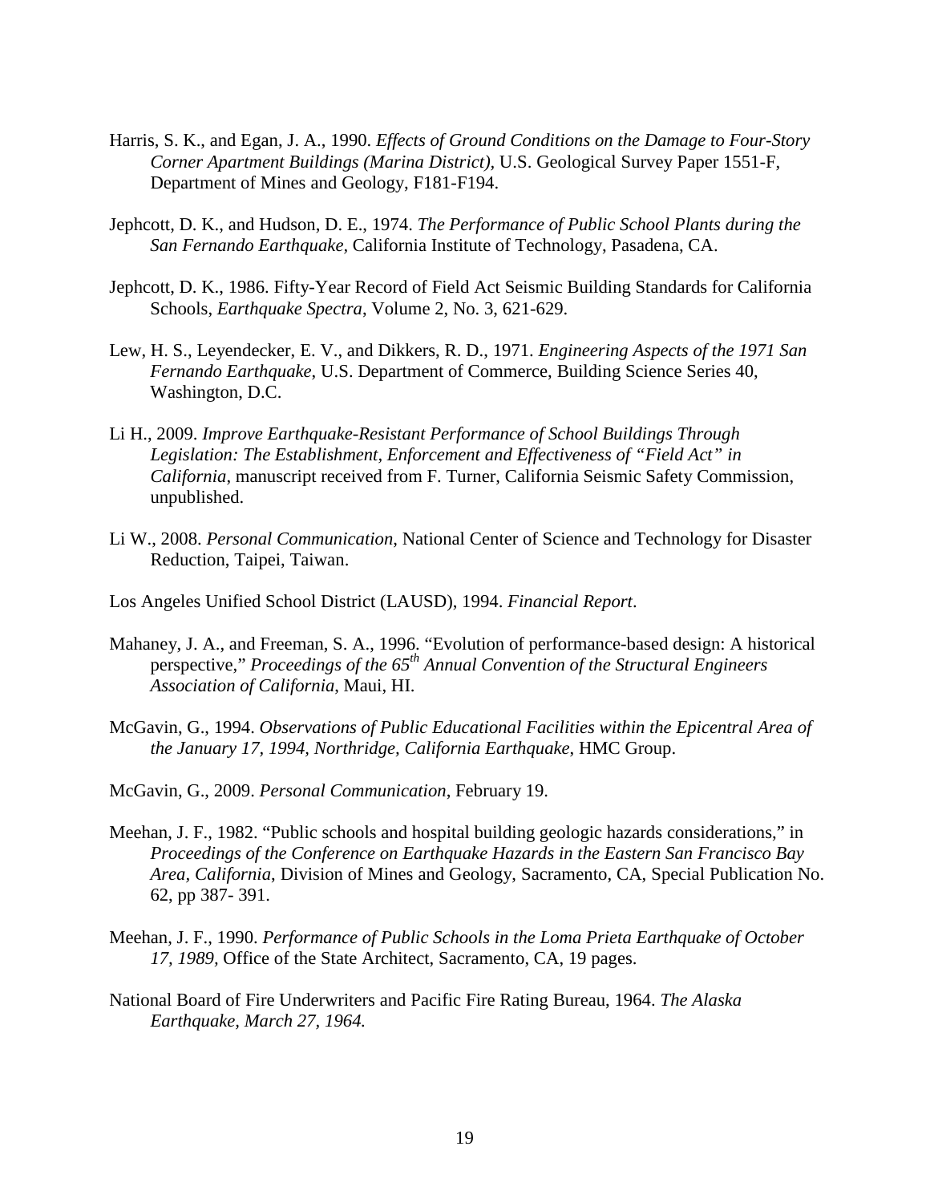Harris, S. K., and Egan, J. A., 1990. *Effects of Ground Conditions on the Damage to Four-Story Corner Apartment Buildings (Marina District)*, U.S. Geological Survey Paper 1551-F, Department of Mines and Geology, F181-F194.

Jephcott, D. K., and Hudson, D. E., 1974. *The Performance of Public School Plants during the San Fernando Earthquake,* California Institute of Technology, Pasadena, CA.

Jephcott, D. K., 1986. Fifty-Year Record of Field Act Seismic Building Standards for California Schools, *Earthquake Spectra*, Volume 2, No. 3, 621-629.

Lew, H. S., Leyendecker, E. V., and Dikkers, R. D., 1971. *Engineering Aspects of the 1971 San Fernando Earthquake*, U.S. Department of Commerce, Building Science Series 40, Washington, D.C.

Li H., 2009. *Improve Earthquake-Resistant Performance of School Buildings Through Legislation: The Establishment, Enforcement and Effectiveness of "Field Act" in California*, manuscript received from F. Turner, California Seismic Safety Commission, unpublished.

Li W., 2008. *Personal Communication*, National Center of Science and Technology for Disaster Reduction, Taipei, Taiwan.

Los Angeles Unified School District (LAUSD), 1994. *Financial Report*.

Mahaney, J. A., and Freeman, S. A., 1996. "Evolution of performance-based design: A historical perspective," *Proceedings of the 65th Annual Convention of the Structural Engineers Association of California*, Maui, HI.

McGavin, G., 1994. *Observations of Public Educational Facilities within the Epicentral Area of the January 17, 1994, Northridge, California Earthquake*, HMC Group.

McGavin, G., 2009. *Personal Communication*, February 19.

Meehan, J. F., 1982. "Public schools and hospital building geologic hazards considerations," in *Proceedings of the Conference on Earthquake Hazards in the Eastern San Francisco Bay Area, California*, Division of Mines and Geology, Sacramento, CA, Special Publication No. 62, pp 387- 391.

Meehan, J. F., 1990. *Performance of Public Schools in the Loma Prieta Earthquake of October 17, 1989*, Office of the State Architect, Sacramento, CA, 19 pages.

National Board of Fire Underwriters and Pacific Fire Rating Bureau, 1964. *The Alaska Earthquake, March 27, 1964.*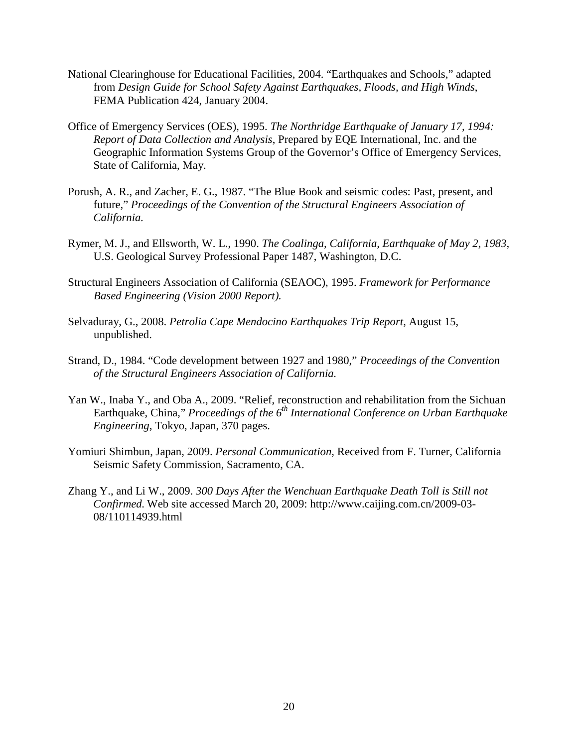National Clearinghouse for Educational Facilities, 2004. "Earthquakes and Schools," adapted from *Design Guide for School Safety Against Earthquakes, Floods, and High Winds*, FEMA Publication 424, January 2004.

Office of Emergency Services (OES), 1995. *The Northridge Earthquake of January 17, 1994: Report of Data Collection and Analysis*, Prepared by EQE International, Inc. and the Geographic Information Systems Group of the Governor's Office of Emergency Services, State of California, May.

Porush, A. R., and Zacher, E. G., 1987. "The Blue Book and seismic codes: Past, present, and future," *Proceedings of the Convention of the Structural Engineers Association of California.*

Rymer, M. J., and Ellsworth, W. L., 1990. *The Coalinga, California, Earthquake of May 2, 1983*, U.S. Geological Survey Professional Paper 1487, Washington, D.C.

Structural Engineers Association of California (SEAOC), 1995. *Framework for Performance Based Engineering (Vision 2000 Report).*

Selvaduray, G., 2008. *Petrolia Cape Mendocino Earthquakes Trip Report*, August 15, unpublished.

Strand, D., 1984. "Code development between 1927 and 1980," *Proceedings of the Convention of the Structural Engineers Association of California.*

Yan W., Inaba Y., and Oba A., 2009. "Relief, reconstruction and rehabilitation from the Sichuan Earthquake, China," *Proceedings of the 6th International Conference on Urban Earthquake Engineering*, Tokyo, Japan, 370 pages.

Yomiuri Shimbun, Japan, 2009. *Personal Communication,* Received from F. Turner, California Seismic Safety Commission, Sacramento, CA.

Zhang Y., and Li W., 2009. *300 Days After the Wenchuan Earthquake Death Toll is Still not Confirmed.* Web site accessed March 20, 2009: http://www.caijing.com.cn/2009-03-08/110114939.html